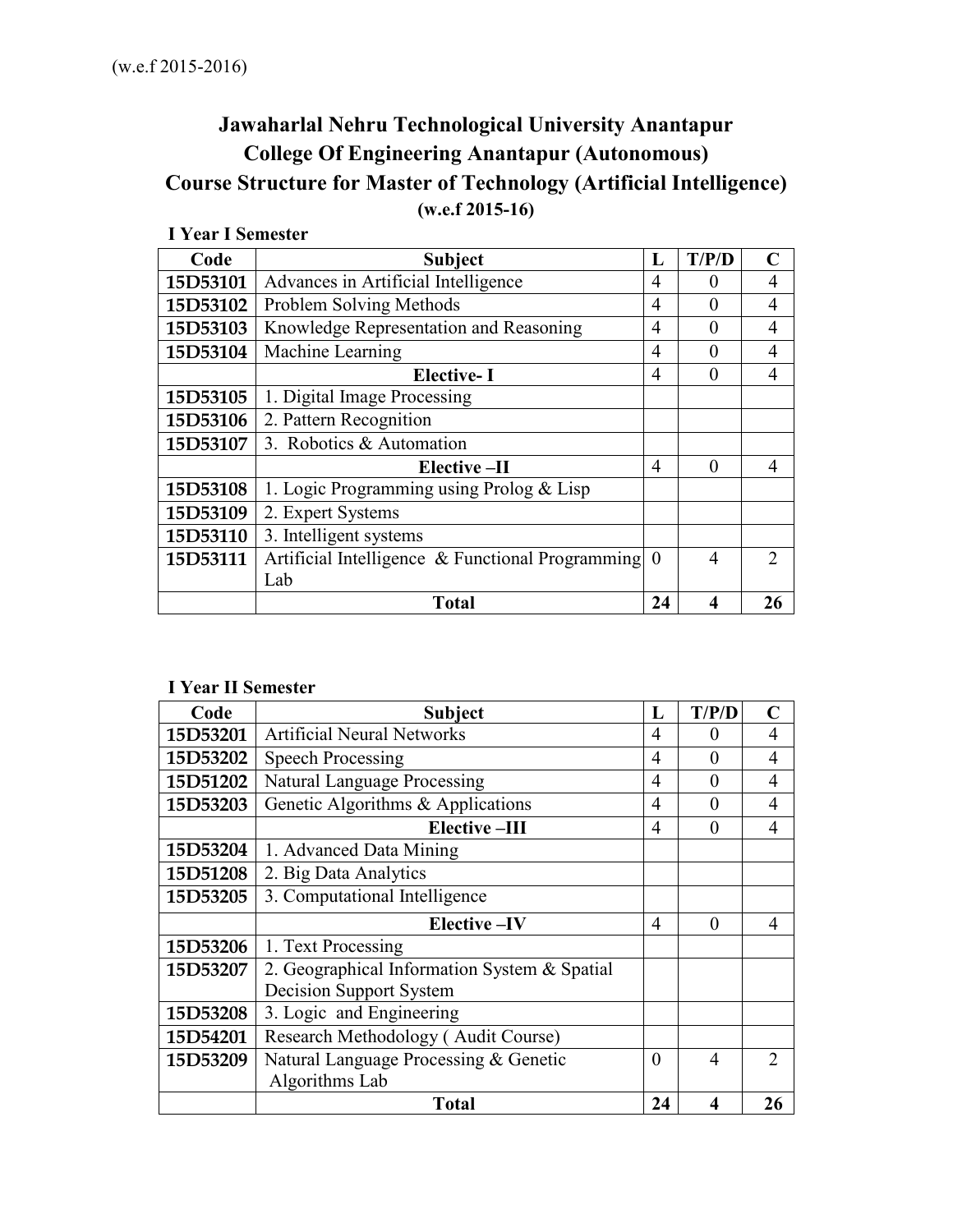(w.e.f 2015-2016)

# Jawaharlal Nehru Technological University Anantapur
## College Of Engineering Anantapur (Autonomous)
## Course Structure for Master of Technology (Artificial Intelligence)
**(w.e.f 2015-16)**

### I Year I Semester

| Code | Subject | L | T/P/D | C |
|---|---|---|---|---|
| 15D53101 | Advances in Artificial Intelligence | 4 | 0 | 4 |
| 15D53102 | Problem Solving Methods | 4 | 0 | 4 |
| 15D53103 | Knowledge Representation and Reasoning | 4 | 0 | 4 |
| 15D53104 | Machine Learning | 4 | 0 | 4 |
| | **Elective- I** | 4 | 0 | 4 |
| 15D53105 | 1. Digital Image Processing | | | |
| 15D53106 | 2. Pattern Recognition | | | |
| 15D53107 | 3. Robotics & Automation | | | |
| | **Elective –II** | 4 | 0 | 4 |
| 15D53108 | 1. Logic Programming using Prolog & Lisp | | | |
| 15D53109 | 2. Expert Systems | | | |
| 15D53110 | 3. Intelligent systems | | | |
| 15D53111 | Artificial Intelligence & Functional Programming Lab | 0 | 4 | 2 |
| | **Total** | **24** | **4** | **26** |

### I Year II Semester

| Code | Subject | L | T/P/D | C |
|---|---|---|---|---|
| 15D53201 | Artificial Neural Networks | 4 | 0 | 4 |
| 15D53202 | Speech Processing | 4 | 0 | 4 |
| 15D51202 | Natural Language Processing | 4 | 0 | 4 |
| 15D53203 | Genetic Algorithms & Applications | 4 | 0 | 4 |
| | **Elective –III** | 4 | 0 | 4 |
| 15D53204 | 1. Advanced Data Mining | | | |
| 15D51208 | 2. Big Data Analytics | | | |
| 15D53205 | 3. Computational Intelligence | | | |
| | **Elective –IV** | 4 | 0 | 4 |
| 15D53206 | 1. Text Processing | | | |
| 15D53207 | 2. Geographical Information System & Spatial Decision Support System | | | |
| 15D53208 | 3. Logic and Engineering | | | |
| 15D54201 | Research Methodology ( Audit Course) | | | |
| 15D53209 | Natural Language Processing & Genetic Algorithms Lab | 0 | 4 | 2 |
| | **Total** | **24** | **4** | **26** |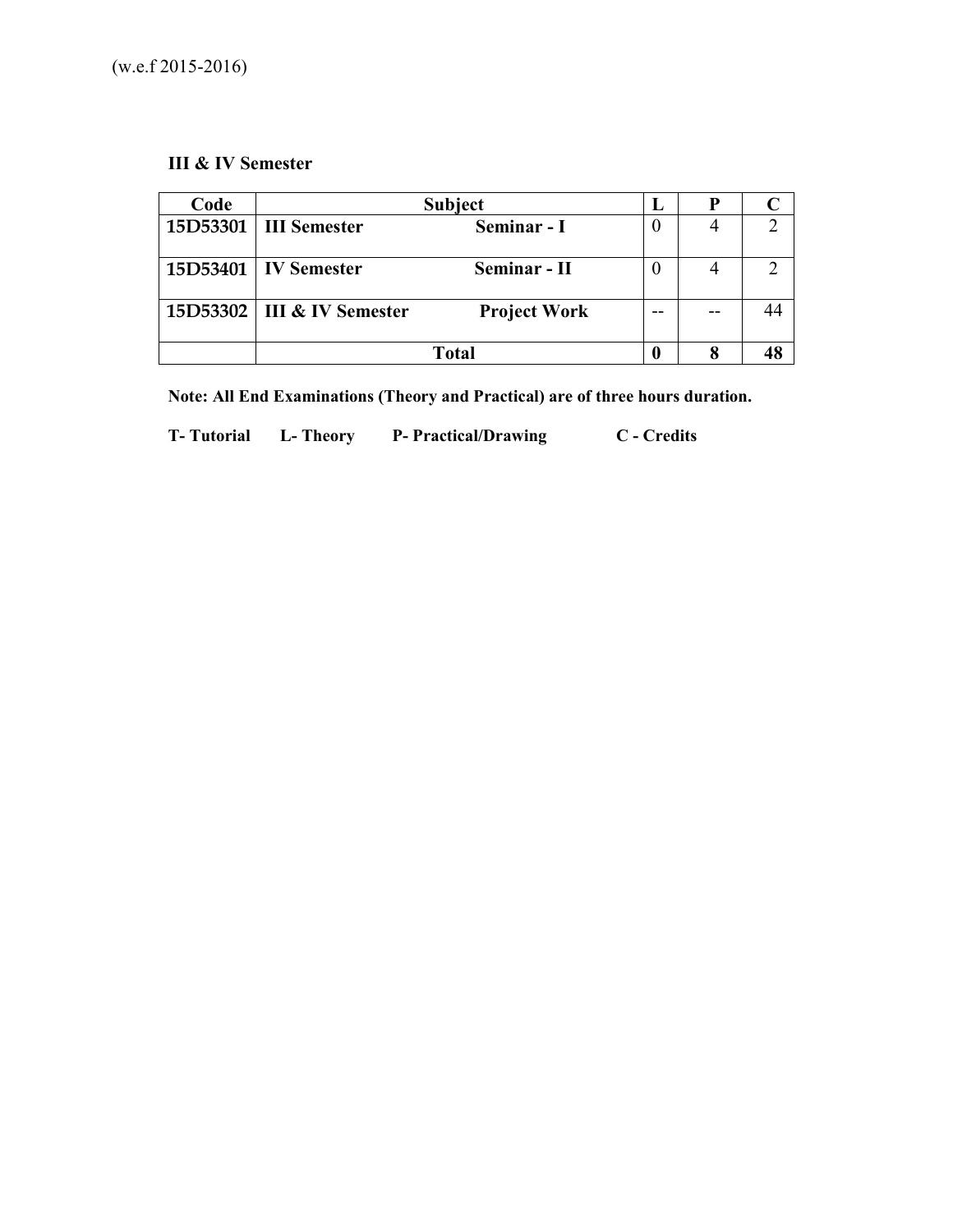(w.e.f 2015-2016)

**III & IV Semester**

| Code | Subject | | L | P | C |
|---|---|---|---|---|---|
| 15D53301 | **III Semester** | **Seminar - I** | 0 | 4 | 2 |
| 15D53401 | **IV Semester** | **Seminar - II** | 0 | 4 | 2 |
| 15D53302 | **III & IV Semester** | **Project Work** | -- | -- | 44 |
| | **Total** | | **0** | **8** | **48** |

**Note: All End Examinations (Theory and Practical) are of three hours duration.**

**T- Tutorial  L- Theory  P- Practical/Drawing  C - Credits**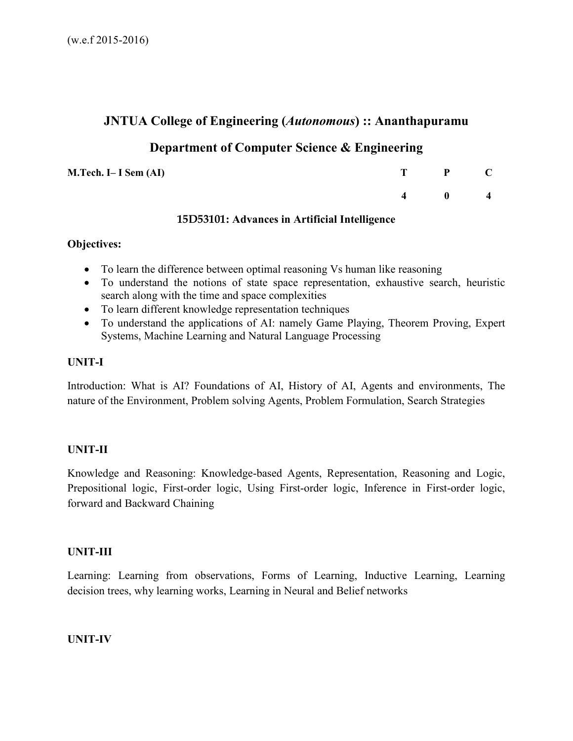(w.e.f 2015-2016)

# JNTUA College of Engineering (*Autonomous*) :: Ananthapuramu

## Department of Computer Science & Engineering

| **M.Tech. I– I Sem (AI)** | **T** | **P** | **C** |
|---|---|---|---|
| | **4** | **0** | **4** |

### 15D53101: Advances in Artificial Intelligence

**Objectives:**

- To learn the difference between optimal reasoning Vs human like reasoning
- To understand the notions of state space representation, exhaustive search, heuristic search along with the time and space complexities
- To learn different knowledge representation techniques
- To understand the applications of AI: namely Game Playing, Theorem Proving, Expert Systems, Machine Learning and Natural Language Processing

**UNIT-I**

Introduction: What is AI? Foundations of AI, History of AI, Agents and environments, The nature of the Environment, Problem solving Agents, Problem Formulation, Search Strategies

**UNIT-II**

Knowledge and Reasoning: Knowledge-based Agents, Representation, Reasoning and Logic, Prepositional logic, First-order logic, Using First-order logic, Inference in First-order logic, forward and Backward Chaining

**UNIT-III**

Learning: Learning from observations, Forms of Learning, Inductive Learning, Learning decision trees, why learning works, Learning in Neural and Belief networks

**UNIT-IV**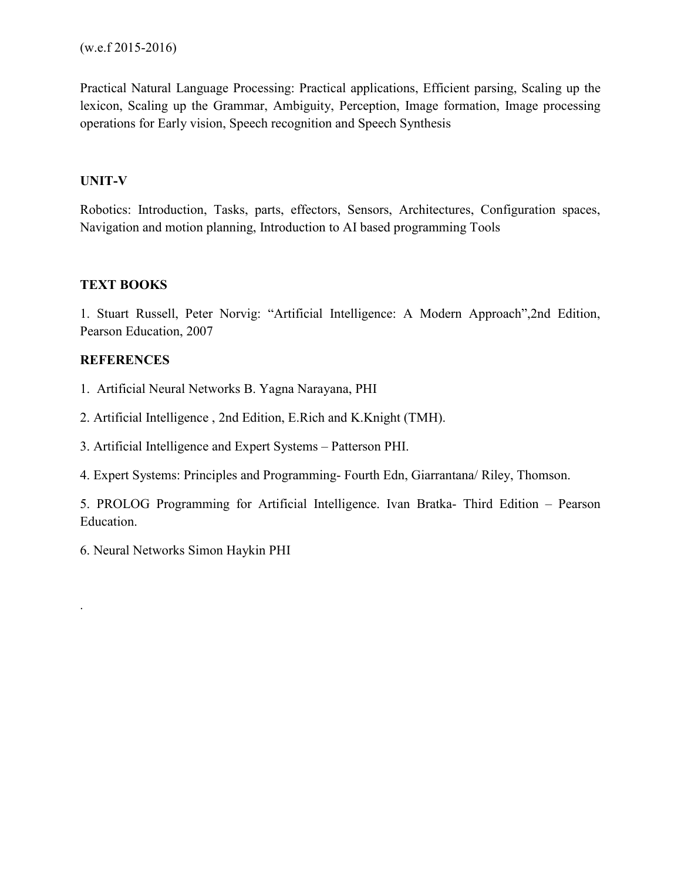(w.e.f 2015-2016)

Practical Natural Language Processing: Practical applications, Efficient parsing, Scaling up the lexicon, Scaling up the Grammar, Ambiguity, Perception, Image formation, Image processing operations for Early vision, Speech recognition and Speech Synthesis

**UNIT-V**

Robotics: Introduction, Tasks, parts, effectors, Sensors, Architectures, Configuration spaces, Navigation and motion planning, Introduction to AI based programming Tools

**TEXT BOOKS**

1. Stuart Russell, Peter Norvig: "Artificial Intelligence: A Modern Approach",2nd Edition, Pearson Education, 2007

**REFERENCES**

1. Artificial Neural Networks B. Yagna Narayana, PHI

2. Artificial Intelligence , 2nd Edition, E.Rich and K.Knight (TMH).

3. Artificial Intelligence and Expert Systems – Patterson PHI.

4. Expert Systems: Principles and Programming- Fourth Edn, Giarrantana/ Riley, Thomson.

5. PROLOG Programming for Artificial Intelligence. Ivan Bratka- Third Edition – Pearson Education.

6. Neural Networks Simon Haykin PHI

.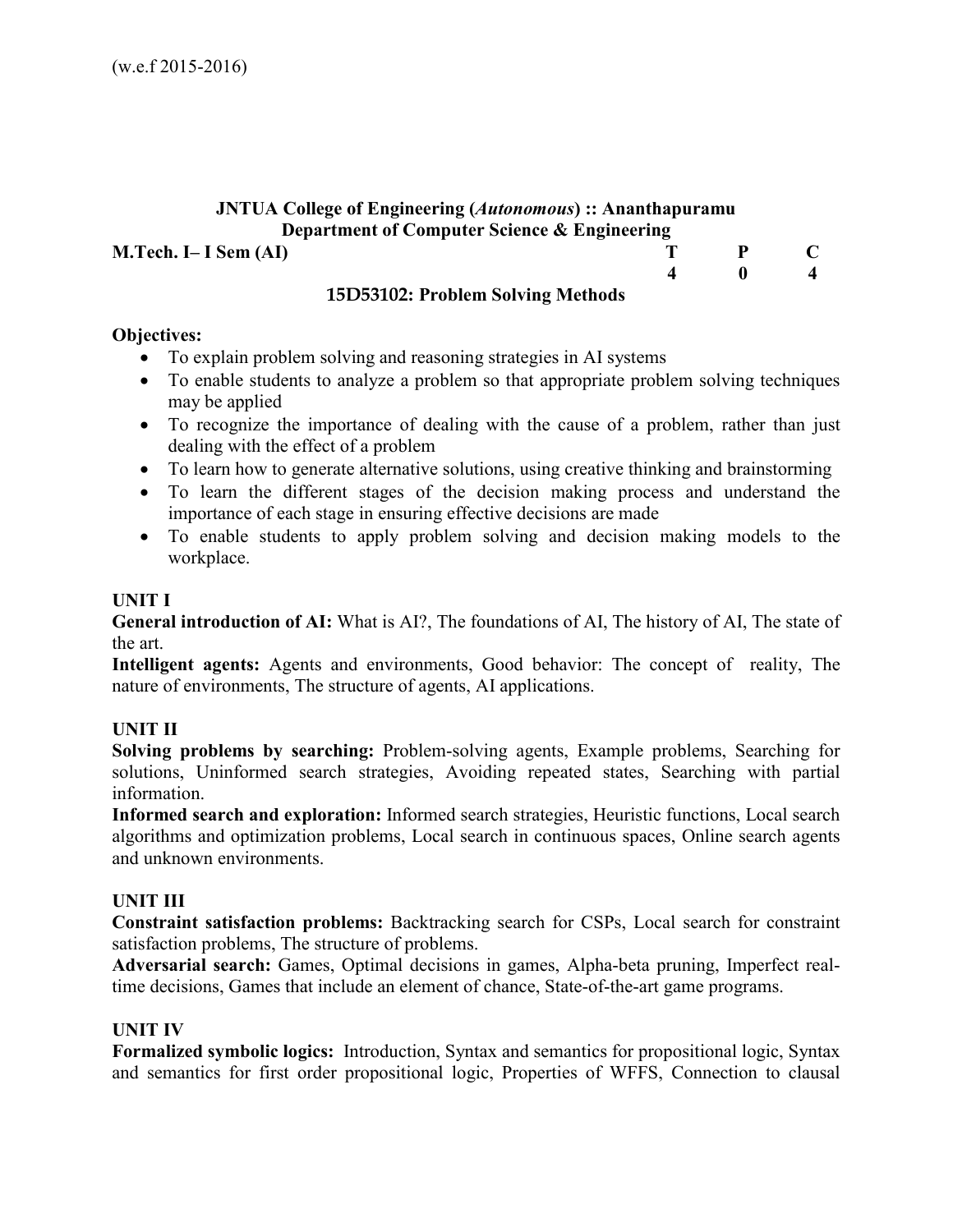(w.e.f 2015-2016)

**JNTUA College of Engineering (*Autonomous*) :: Ananthapuramu**
**Department of Computer Science & Engineering**

| M.Tech. I– I Sem (AI) | T | P | C |
|---|---|---|---|
| | 4 | 0 | 4 |

### 15D53102: Problem Solving Methods

**Objectives:**

- To explain problem solving and reasoning strategies in AI systems
- To enable students to analyze a problem so that appropriate problem solving techniques may be applied
- To recognize the importance of dealing with the cause of a problem, rather than just dealing with the effect of a problem
- To learn how to generate alternative solutions, using creative thinking and brainstorming
- To learn the different stages of the decision making process and understand the importance of each stage in ensuring effective decisions are made
- To enable students to apply problem solving and decision making models to the workplace.

**UNIT I**

**General introduction of AI:** What is AI?, The foundations of AI, The history of AI, The state of the art.

**Intelligent agents:** Agents and environments, Good behavior: The concept of reality, The nature of environments, The structure of agents, AI applications.

**UNIT II**

**Solving problems by searching:** Problem-solving agents, Example problems, Searching for solutions, Uninformed search strategies, Avoiding repeated states, Searching with partial information.

**Informed search and exploration:** Informed search strategies, Heuristic functions, Local search algorithms and optimization problems, Local search in continuous spaces, Online search agents and unknown environments.

**UNIT III**

**Constraint satisfaction problems:** Backtracking search for CSPs, Local search for constraint satisfaction problems, The structure of problems.

**Adversarial search:** Games, Optimal decisions in games, Alpha-beta pruning, Imperfect real-time decisions, Games that include an element of chance, State-of-the-art game programs.

**UNIT IV**

**Formalized symbolic logics:** Introduction, Syntax and semantics for propositional logic, Syntax and semantics for first order propositional logic, Properties of WFFS, Connection to clausal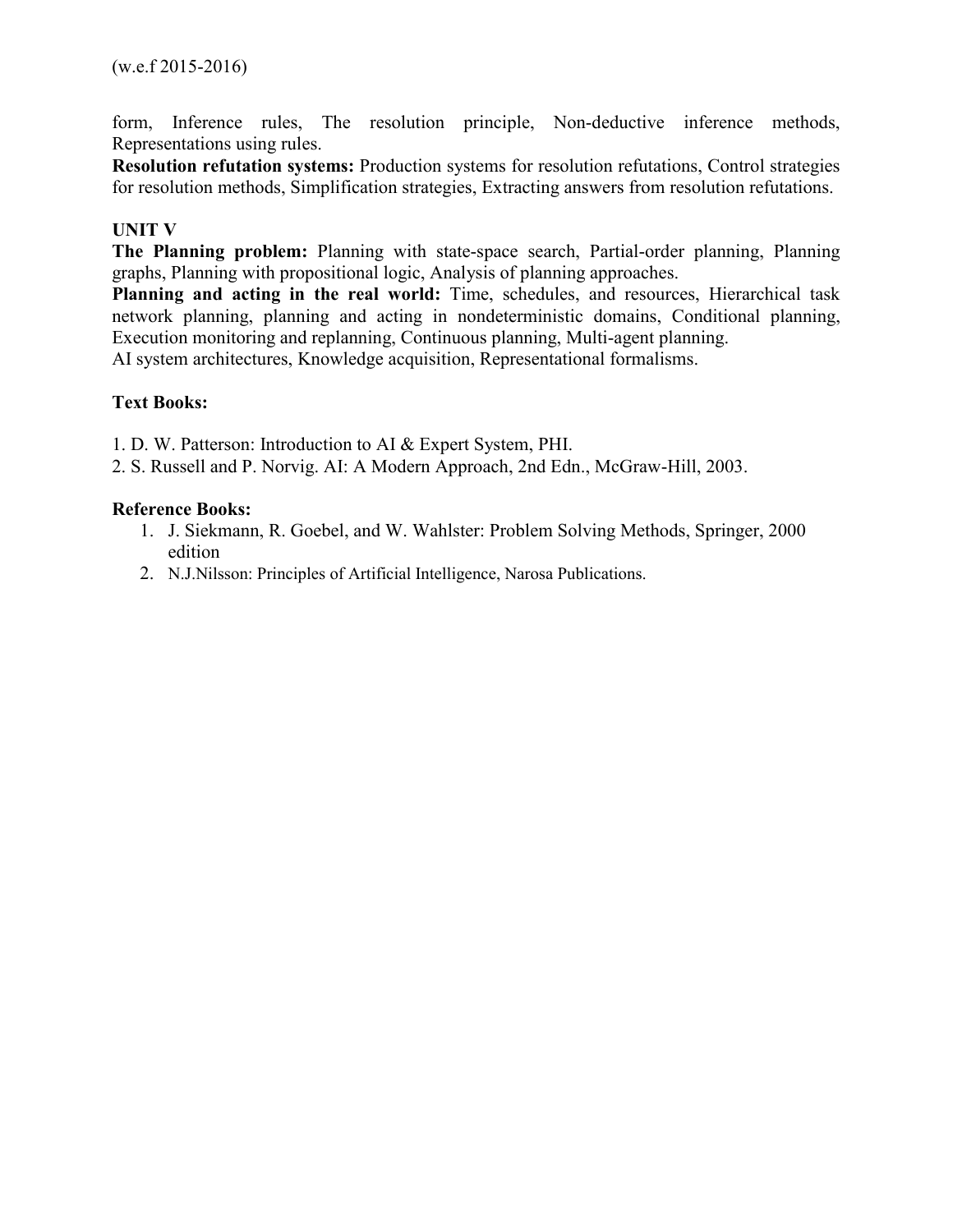form, Inference rules, The resolution principle, Non-deductive inference methods, Representations using rules.

**Resolution refutation systems:** Production systems for resolution refutations, Control strategies for resolution methods, Simplification strategies, Extracting answers from resolution refutations.

### UNIT V

**The Planning problem:** Planning with state-space search, Partial-order planning, Planning graphs, Planning with propositional logic, Analysis of planning approaches.

**Planning and acting in the real world:** Time, schedules, and resources, Hierarchical task network planning, planning and acting in nondeterministic domains, Conditional planning, Execution monitoring and replanning, Continuous planning, Multi-agent planning.

AI system architectures, Knowledge acquisition, Representational formalisms.

### Text Books:

1. D. W. Patterson: Introduction to AI & Expert System, PHI.
2. S. Russell and P. Norvig. AI: A Modern Approach, 2nd Edn., McGraw-Hill, 2003.

### Reference Books:

1. J. Siekmann, R. Goebel, and W. Wahlster: Problem Solving Methods, Springer, 2000 edition
2. N.J.Nilsson: Principles of Artificial Intelligence, Narosa Publications.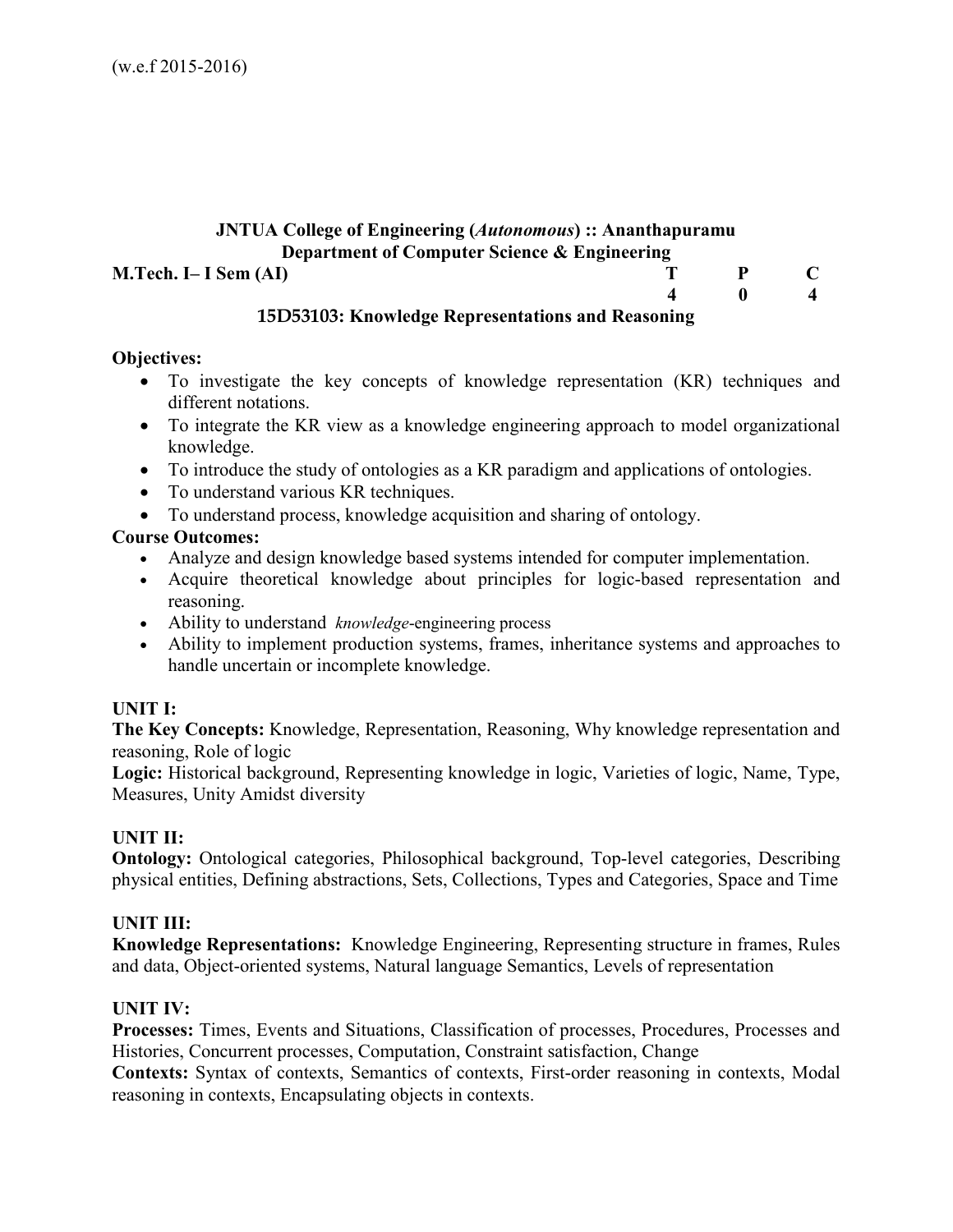(w.e.f 2015-2016)

**JNTUA College of Engineering (*Autonomous*) :: Ananthapuramu**
**Department of Computer Science & Engineering**

| M.Tech. I– I Sem (AI) | T | P | C |
|---|---|---|---|
| | 4 | 0 | 4 |

## 15D53103: Knowledge Representations and Reasoning

**Objectives:**

- To investigate the key concepts of knowledge representation (KR) techniques and different notations.
- To integrate the KR view as a knowledge engineering approach to model organizational knowledge.
- To introduce the study of ontologies as a KR paradigm and applications of ontologies.
- To understand various KR techniques.
- To understand process, knowledge acquisition and sharing of ontology.

**Course Outcomes:**

- Analyze and design knowledge based systems intended for computer implementation.
- Acquire theoretical knowledge about principles for logic-based representation and reasoning.
- Ability to understand *knowledge*-engineering process
- Ability to implement production systems, frames, inheritance systems and approaches to handle uncertain or incomplete knowledge.

**UNIT I:**

**The Key Concepts:** Knowledge, Representation, Reasoning, Why knowledge representation and reasoning, Role of logic

**Logic:** Historical background, Representing knowledge in logic, Varieties of logic, Name, Type, Measures, Unity Amidst diversity

**UNIT II:**

**Ontology:** Ontological categories, Philosophical background, Top-level categories, Describing physical entities, Defining abstractions, Sets, Collections, Types and Categories, Space and Time

**UNIT III:**

**Knowledge Representations:** Knowledge Engineering, Representing structure in frames, Rules and data, Object-oriented systems, Natural language Semantics, Levels of representation

**UNIT IV:**

**Processes:** Times, Events and Situations, Classification of processes, Procedures, Processes and Histories, Concurrent processes, Computation, Constraint satisfaction, Change

**Contexts:** Syntax of contexts, Semantics of contexts, First-order reasoning in contexts, Modal reasoning in contexts, Encapsulating objects in contexts.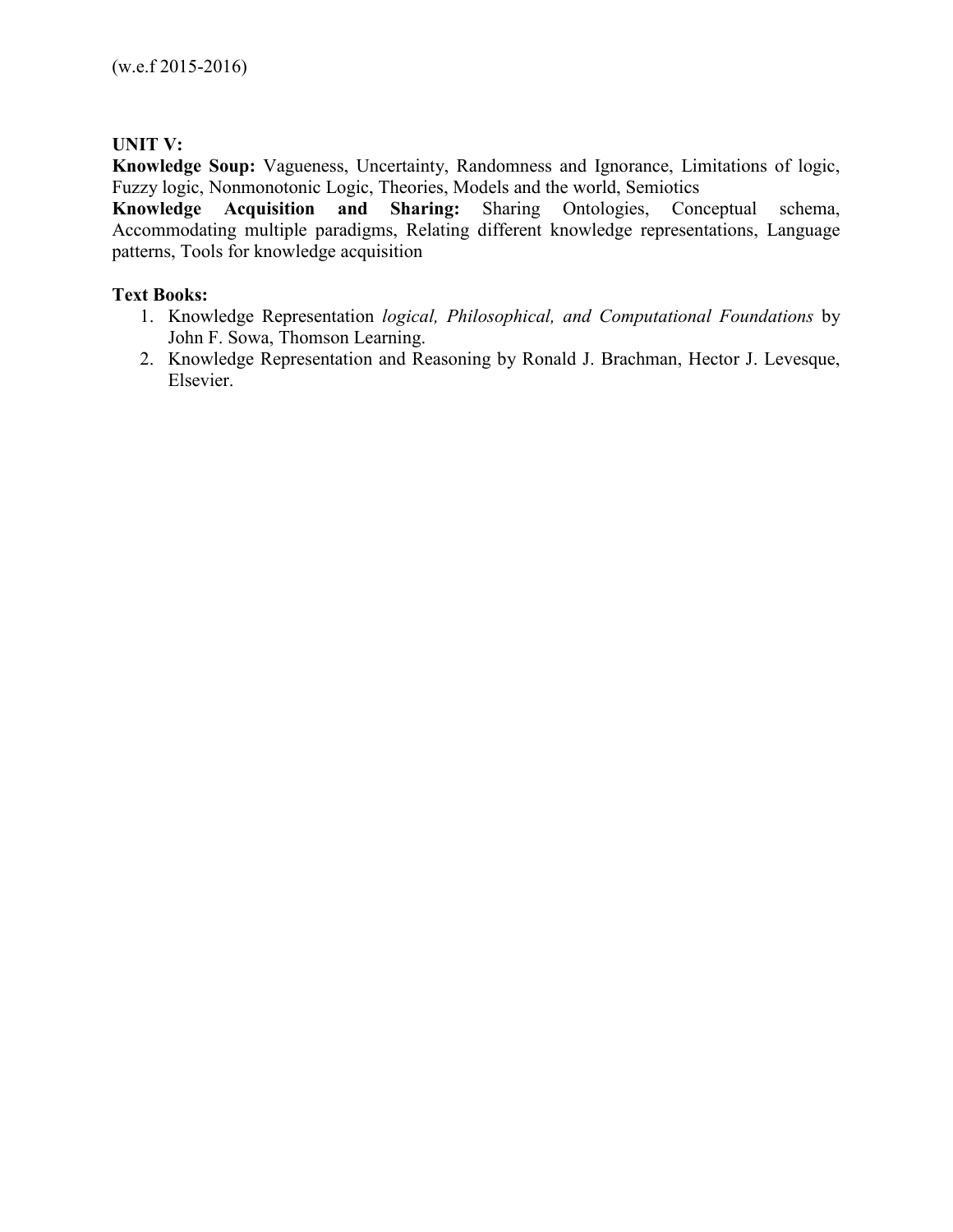(w.e.f 2015-2016)

**UNIT V:**

**Knowledge Soup:** Vagueness, Uncertainty, Randomness and Ignorance, Limitations of logic, Fuzzy logic, Nonmonotonic Logic, Theories, Models and the world, Semiotics

**Knowledge Acquisition and Sharing:** Sharing Ontologies, Conceptual schema, Accommodating multiple paradigms, Relating different knowledge representations, Language patterns, Tools for knowledge acquisition

**Text Books:**

1. Knowledge Representation *logical, Philosophical, and Computational Foundations* by John F. Sowa, Thomson Learning.
2. Knowledge Representation and Reasoning by Ronald J. Brachman, Hector J. Levesque, Elsevier.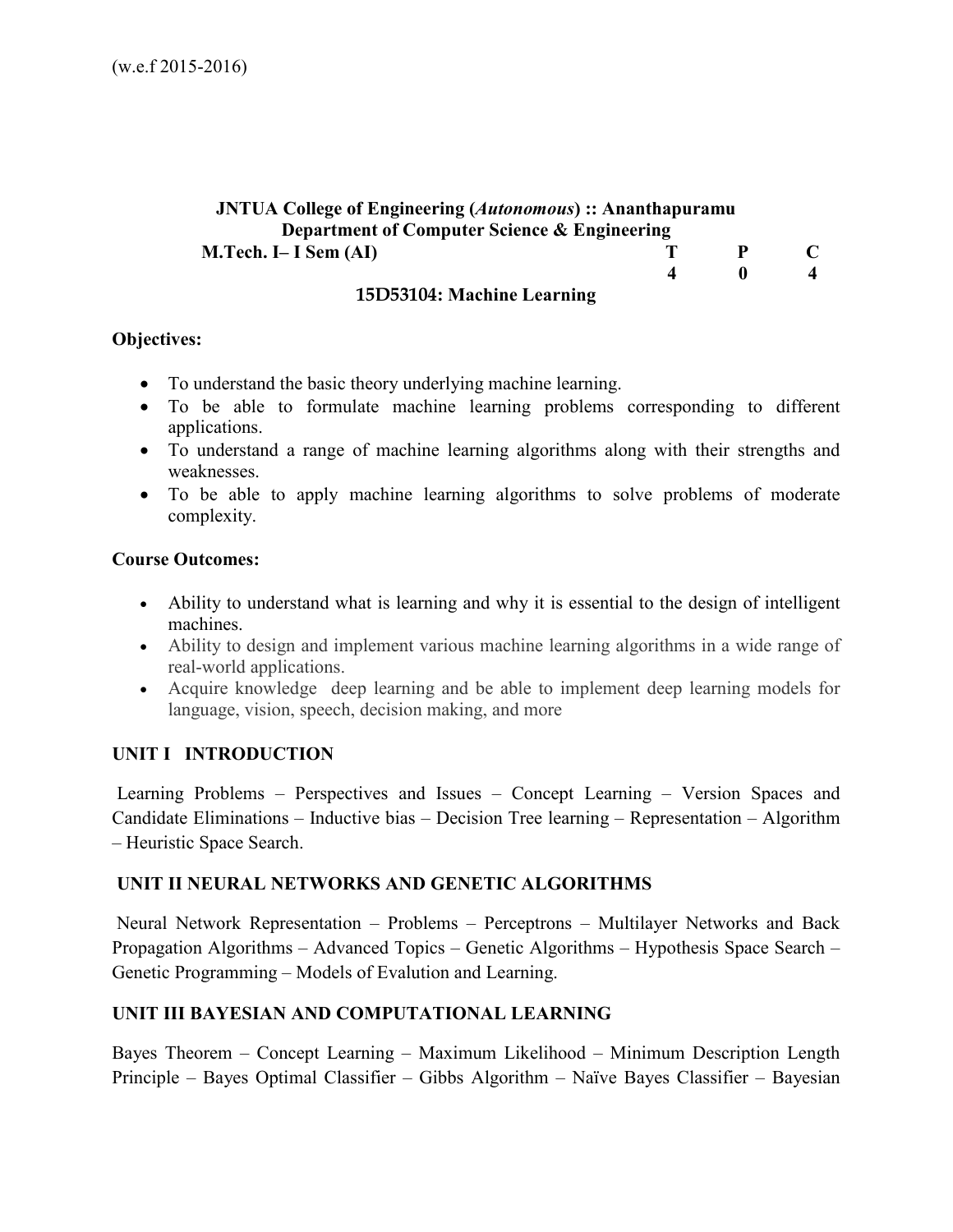(w.e.f 2015-2016)

**JNTUA College of Engineering (*Autonomous*) :: Ananthapuramu**
**Department of Computer Science & Engineering**

| **M.Tech. I– I Sem (AI)** | **T** | **P** | **C** |
|---|---|---|---|
| | **4** | **0** | **4** |

**15D53104: Machine Learning**

**Objectives:**

- To understand the basic theory underlying machine learning.
- To be able to formulate machine learning problems corresponding to different applications.
- To understand a range of machine learning algorithms along with their strengths and weaknesses.
- To be able to apply machine learning algorithms to solve problems of moderate complexity.

**Course Outcomes:**

- Ability to understand what is learning and why it is essential to the design of intelligent machines.
- Ability to design and implement various machine learning algorithms in a wide range of real-world applications.
- Acquire knowledge deep learning and be able to implement deep learning models for language, vision, speech, decision making, and more

**UNIT I INTRODUCTION**

Learning Problems – Perspectives and Issues – Concept Learning – Version Spaces and Candidate Eliminations – Inductive bias – Decision Tree learning – Representation – Algorithm – Heuristic Space Search.

**UNIT II NEURAL NETWORKS AND GENETIC ALGORITHMS**

Neural Network Representation – Problems – Perceptrons – Multilayer Networks and Back Propagation Algorithms – Advanced Topics – Genetic Algorithms – Hypothesis Space Search – Genetic Programming – Models of Evalution and Learning.

**UNIT III BAYESIAN AND COMPUTATIONAL LEARNING**

Bayes Theorem – Concept Learning – Maximum Likelihood – Minimum Description Length Principle – Bayes Optimal Classifier – Gibbs Algorithm – Naïve Bayes Classifier – Bayesian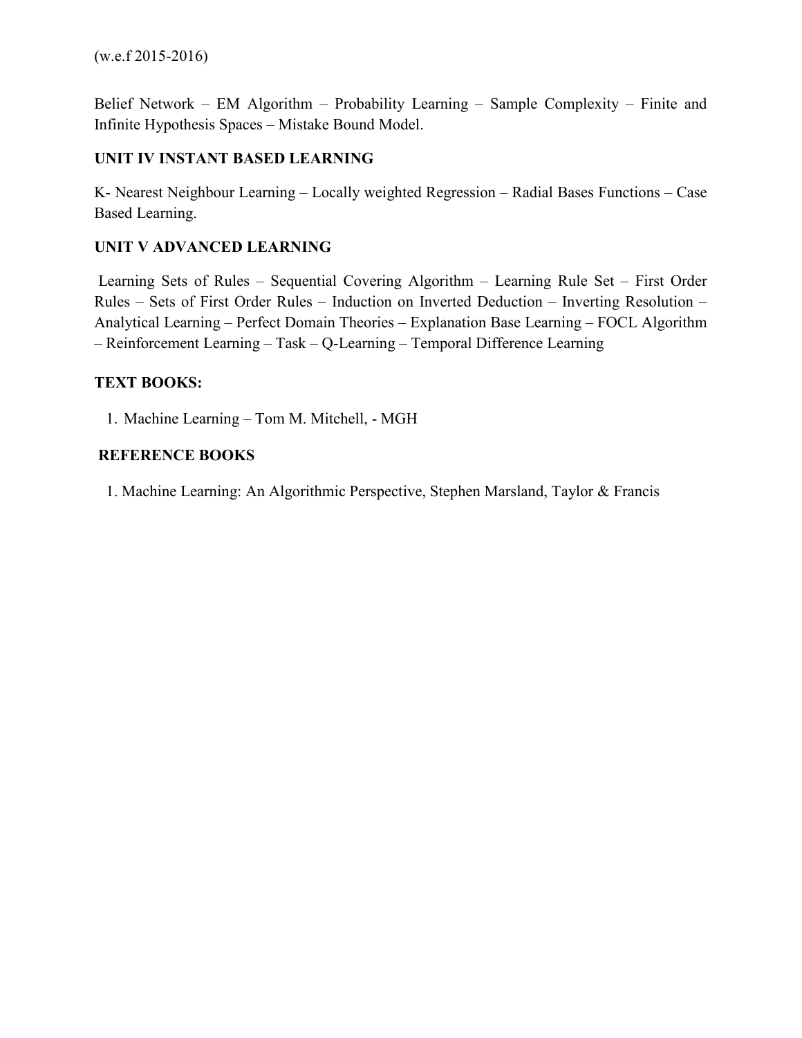(w.e.f 2015-2016)

Belief Network – EM Algorithm – Probability Learning – Sample Complexity – Finite and Infinite Hypothesis Spaces – Mistake Bound Model.

**UNIT IV INSTANT BASED LEARNING**

K- Nearest Neighbour Learning – Locally weighted Regression – Radial Bases Functions – Case Based Learning.

**UNIT V ADVANCED LEARNING**

Learning Sets of Rules – Sequential Covering Algorithm – Learning Rule Set – First Order Rules – Sets of First Order Rules – Induction on Inverted Deduction – Inverting Resolution – Analytical Learning – Perfect Domain Theories – Explanation Base Learning – FOCL Algorithm – Reinforcement Learning – Task – Q-Learning – Temporal Difference Learning

**TEXT BOOKS:**

1. Machine Learning – Tom M. Mitchell, - MGH

**REFERENCE BOOKS**

1. Machine Learning: An Algorithmic Perspective, Stephen Marsland, Taylor & Francis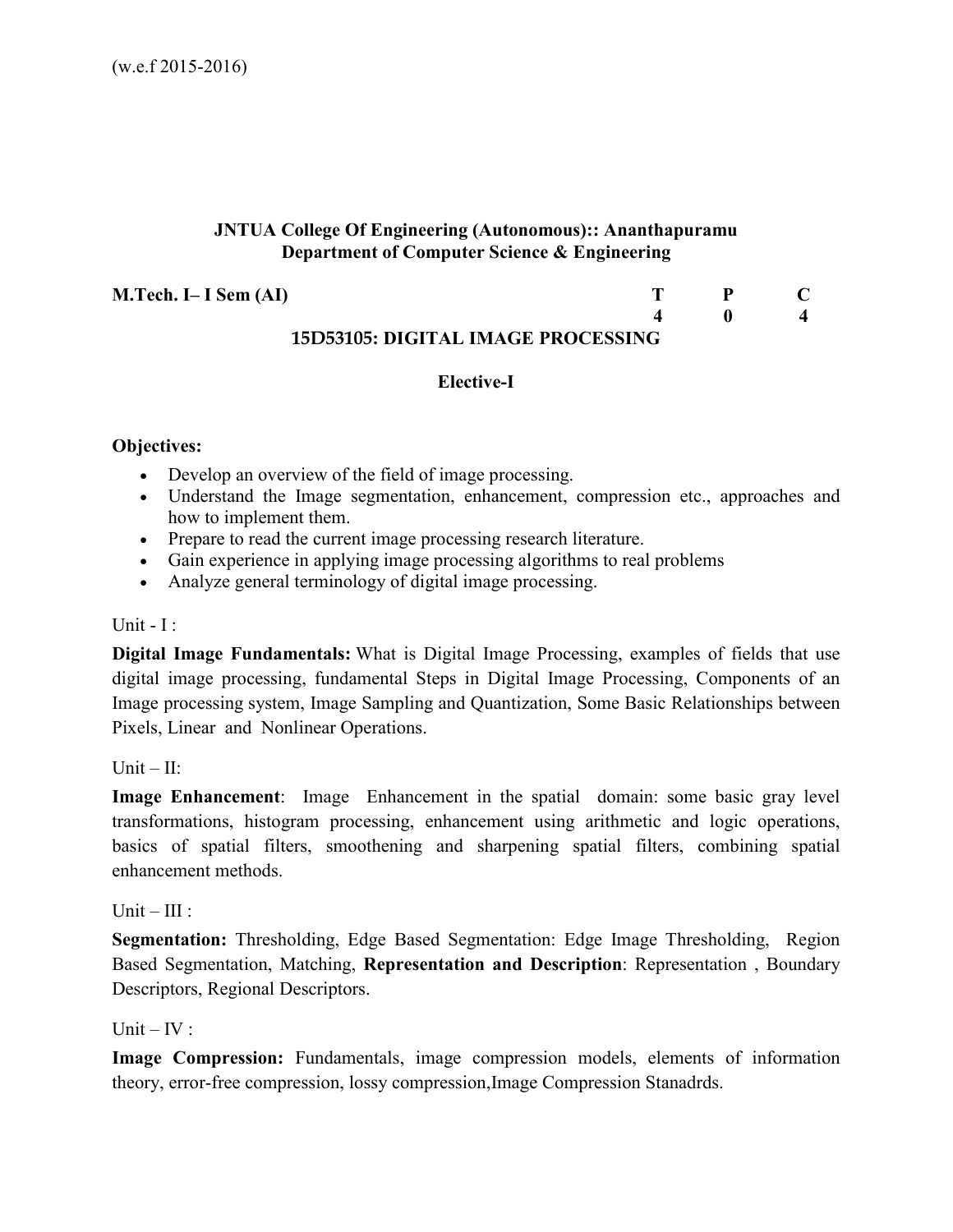(w.e.f 2015-2016)

**JNTUA College Of Engineering (Autonomous):: Ananthapuramu**
**Department of Computer Science & Engineering**

| **M.Tech. I– I Sem (AI)** | **T** | **P** | **C** |
|---|---|---|---|
| | **4** | **0** | **4** |

**15D53105: DIGITAL IMAGE PROCESSING**

**Elective-I**

**Objectives:**

- Develop an overview of the field of image processing.
- Understand the Image segmentation, enhancement, compression etc., approaches and how to implement them.
- Prepare to read the current image processing research literature.
- Gain experience in applying image processing algorithms to real problems
- Analyze general terminology of digital image processing.

Unit - I :

**Digital Image Fundamentals:** What is Digital Image Processing, examples of fields that use digital image processing, fundamental Steps in Digital Image Processing, Components of an Image processing system, Image Sampling and Quantization, Some Basic Relationships between Pixels, Linear and Nonlinear Operations.

Unit – II:

**Image Enhancement**: Image Enhancement in the spatial domain: some basic gray level transformations, histogram processing, enhancement using arithmetic and logic operations, basics of spatial filters, smoothening and sharpening spatial filters, combining spatial enhancement methods.

Unit – III :

**Segmentation:** Thresholding, Edge Based Segmentation: Edge Image Thresholding, Region Based Segmentation, Matching, **Representation and Description**: Representation , Boundary Descriptors, Regional Descriptors.

Unit – IV :

**Image Compression:** Fundamentals, image compression models, elements of information theory, error-free compression, lossy compression,Image Compression Stanadrds.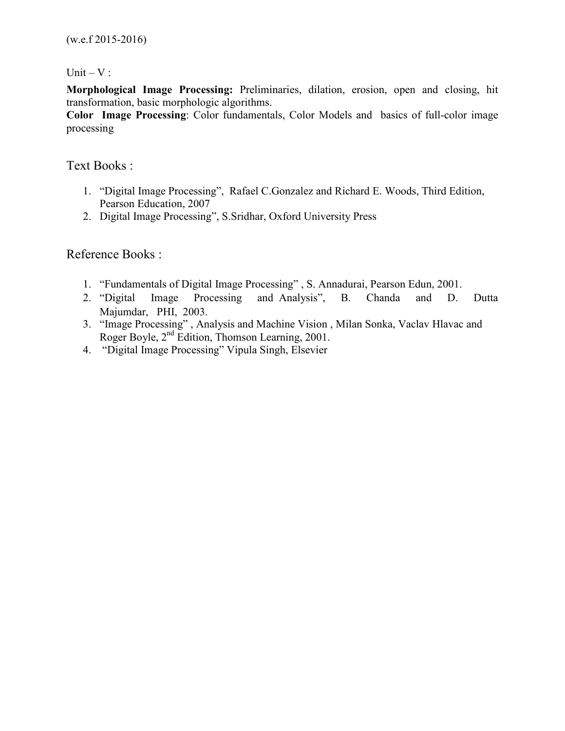(w.e.f 2015-2016)

Unit – V :

**Morphological Image Processing:** Preliminaries, dilation, erosion, open and closing, hit transformation, basic morphologic algorithms.
**Color Image Processing**: Color fundamentals, Color Models and basics of full-color image processing

## Text Books :

1. "Digital Image Processing", Rafael C.Gonzalez and Richard E. Woods, Third Edition, Pearson Education, 2007
2. Digital Image Processing", S.Sridhar, Oxford University Press

## Reference Books :

1. "Fundamentals of Digital Image Processing" , S. Annadurai, Pearson Edun, 2001.
2. "Digital Image Processing and Analysis", B. Chanda and D. Dutta Majumdar, PHI, 2003.
3. "Image Processing" , Analysis and Machine Vision , Milan Sonka, Vaclav Hlavac and Roger Boyle, 2nd Edition, Thomson Learning, 2001.
4. "Digital Image Processing" Vipula Singh, Elsevier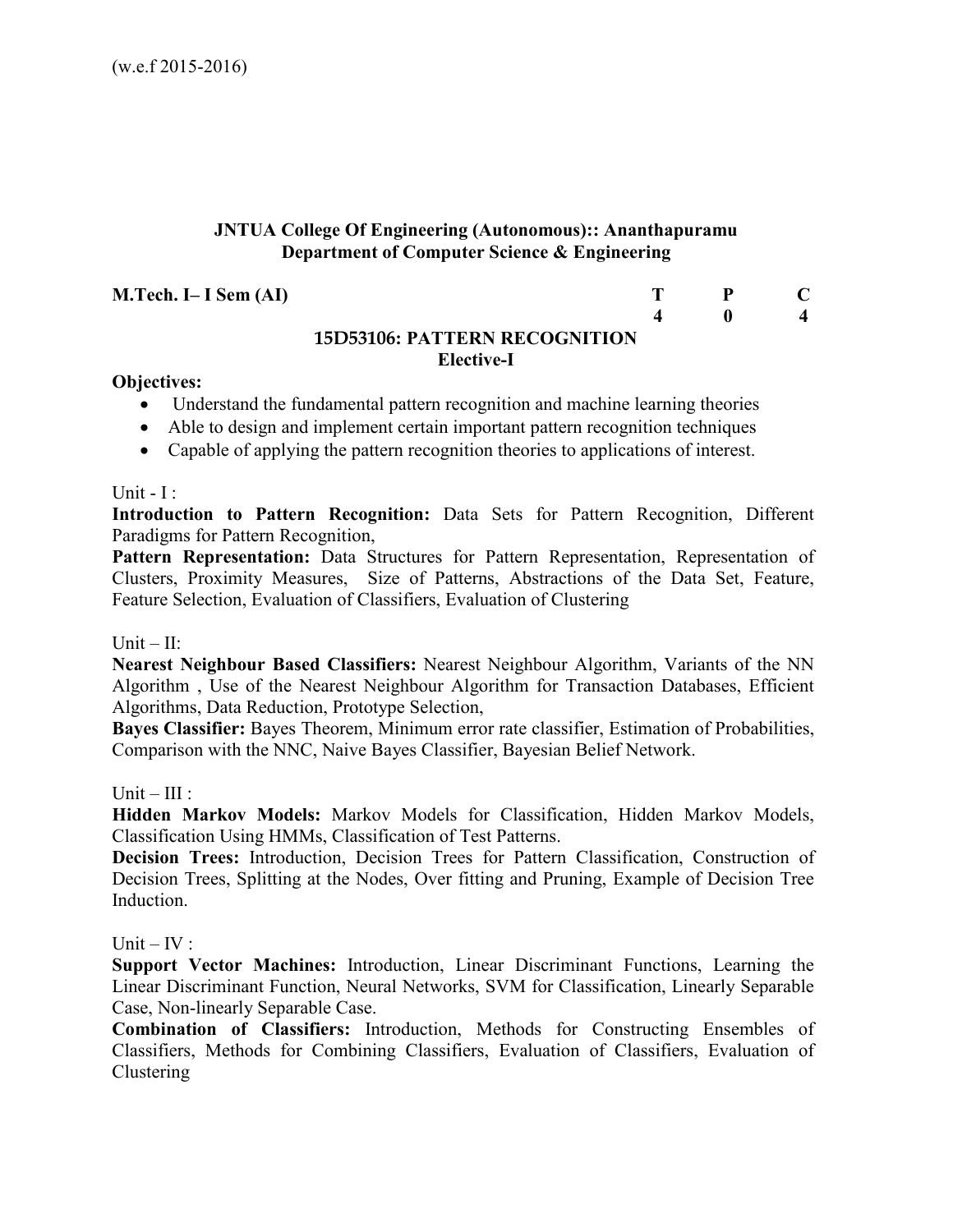(w.e.f 2015-2016)

**JNTUA College Of Engineering (Autonomous):: Ananthapuramu**
**Department of Computer Science & Engineering**

| **M.Tech. I– I Sem (AI)** | **T** | **P** | **C** |
|---|---|---|---|
| | **4** | **0** | **4** |

## 15D53106: PATTERN RECOGNITION
### Elective-I

**Objectives:**

- Understand the fundamental pattern recognition and machine learning theories
- Able to design and implement certain important pattern recognition techniques
- Capable of applying the pattern recognition theories to applications of interest.

Unit - I :

**Introduction to Pattern Recognition:** Data Sets for Pattern Recognition, Different Paradigms for Pattern Recognition,

**Pattern Representation:** Data Structures for Pattern Representation, Representation of Clusters, Proximity Measures, Size of Patterns, Abstractions of the Data Set, Feature, Feature Selection, Evaluation of Classifiers, Evaluation of Clustering

Unit – II:

**Nearest Neighbour Based Classifiers:** Nearest Neighbour Algorithm, Variants of the NN Algorithm , Use of the Nearest Neighbour Algorithm for Transaction Databases, Efficient Algorithms, Data Reduction, Prototype Selection,

**Bayes Classifier:** Bayes Theorem, Minimum error rate classifier, Estimation of Probabilities, Comparison with the NNC, Naive Bayes Classifier, Bayesian Belief Network.

Unit – III :

**Hidden Markov Models:** Markov Models for Classification, Hidden Markov Models, Classification Using HMMs, Classification of Test Patterns.

**Decision Trees:** Introduction, Decision Trees for Pattern Classification, Construction of Decision Trees, Splitting at the Nodes, Over fitting and Pruning, Example of Decision Tree Induction.

Unit – IV :

**Support Vector Machines:** Introduction, Linear Discriminant Functions, Learning the Linear Discriminant Function, Neural Networks, SVM for Classification, Linearly Separable Case, Non-linearly Separable Case.

**Combination of Classifiers:** Introduction, Methods for Constructing Ensembles of Classifiers, Methods for Combining Classifiers, Evaluation of Classifiers, Evaluation of Clustering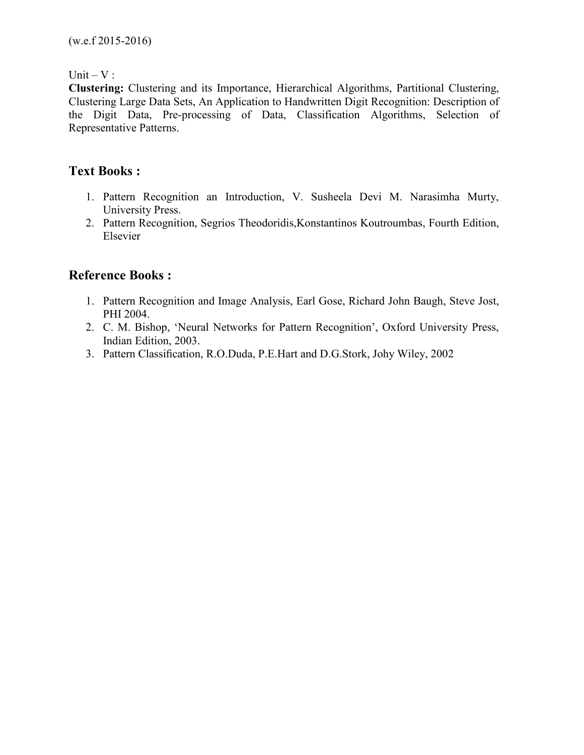(w.e.f 2015-2016)

Unit – V :

**Clustering:** Clustering and its Importance, Hierarchical Algorithms, Partitional Clustering, Clustering Large Data Sets, An Application to Handwritten Digit Recognition: Description of the Digit Data, Pre-processing of Data, Classification Algorithms, Selection of Representative Patterns.

## Text Books :

1. Pattern Recognition an Introduction, V. Susheela Devi M. Narasimha Murty, University Press.
2. Pattern Recognition, Segrios Theodoridis,Konstantinos Koutroumbas, Fourth Edition, Elsevier

## Reference Books :

1. Pattern Recognition and Image Analysis, Earl Gose, Richard John Baugh, Steve Jost, PHI 2004.
2. C. M. Bishop, 'Neural Networks for Pattern Recognition', Oxford University Press, Indian Edition, 2003.
3. Pattern Classification, R.O.Duda, P.E.Hart and D.G.Stork, Johy Wiley, 2002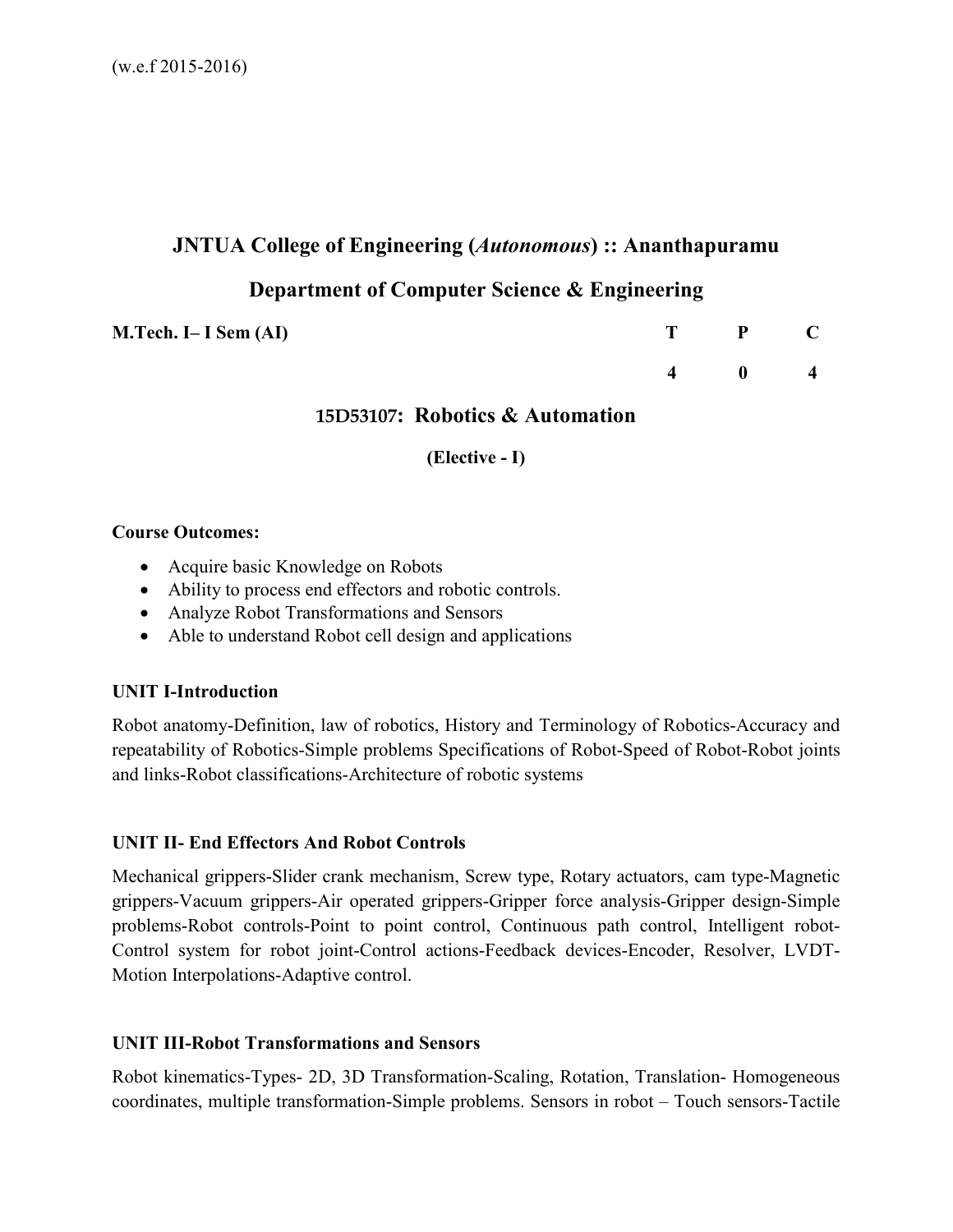(w.e.f 2015-2016)

# JNTUA College of Engineering (*Autonomous*) :: Ananthapuramu

## Department of Computer Science & Engineering

| **M.Tech. I– I Sem (AI)** | **T** | **P** | **C** |
|---|---|---|---|
| | **4** | **0** | **4** |

### 15D53107: Robotics & Automation

**(Elective - I)**

**Course Outcomes:**

- Acquire basic Knowledge on Robots
- Ability to process end effectors and robotic controls.
- Analyze Robot Transformations and Sensors
- Able to understand Robot cell design and applications

**UNIT I-Introduction**

Robot anatomy-Definition, law of robotics, History and Terminology of Robotics-Accuracy and repeatability of Robotics-Simple problems Specifications of Robot-Speed of Robot-Robot joints and links-Robot classifications-Architecture of robotic systems

**UNIT II- End Effectors And Robot Controls**

Mechanical grippers-Slider crank mechanism, Screw type, Rotary actuators, cam type-Magnetic grippers-Vacuum grippers-Air operated grippers-Gripper force analysis-Gripper design-Simple problems-Robot controls-Point to point control, Continuous path control, Intelligent robot-Control system for robot joint-Control actions-Feedback devices-Encoder, Resolver, LVDT-Motion Interpolations-Adaptive control.

**UNIT III-Robot Transformations and Sensors**

Robot kinematics-Types- 2D, 3D Transformation-Scaling, Rotation, Translation- Homogeneous coordinates, multiple transformation-Simple problems. Sensors in robot – Touch sensors-Tactile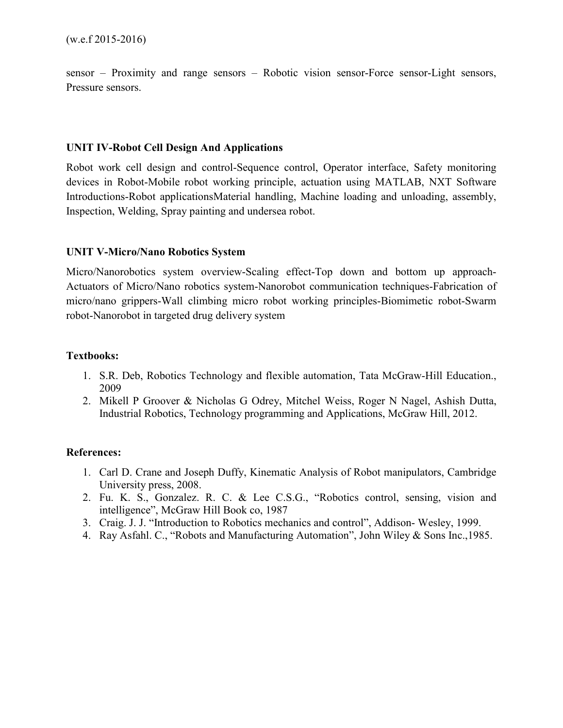sensor – Proximity and range sensors – Robotic vision sensor-Force sensor-Light sensors, Pressure sensors.

### UNIT IV-Robot Cell Design And Applications

Robot work cell design and control-Sequence control, Operator interface, Safety monitoring devices in Robot-Mobile robot working principle, actuation using MATLAB, NXT Software Introductions-Robot applicationsMaterial handling, Machine loading and unloading, assembly, Inspection, Welding, Spray painting and undersea robot.

### UNIT V-Micro/Nano Robotics System

Micro/Nanorobotics system overview-Scaling effect-Top down and bottom up approach-Actuators of Micro/Nano robotics system-Nanorobot communication techniques-Fabrication of micro/nano grippers-Wall climbing micro robot working principles-Biomimetic robot-Swarm robot-Nanorobot in targeted drug delivery system

### Textbooks:

1. S.R. Deb, Robotics Technology and flexible automation, Tata McGraw-Hill Education., 2009
2. Mikell P Groover & Nicholas G Odrey, Mitchel Weiss, Roger N Nagel, Ashish Dutta, Industrial Robotics, Technology programming and Applications, McGraw Hill, 2012.

### References:

1. Carl D. Crane and Joseph Duffy, Kinematic Analysis of Robot manipulators, Cambridge University press, 2008.
2. Fu. K. S., Gonzalez. R. C. & Lee C.S.G., "Robotics control, sensing, vision and intelligence", McGraw Hill Book co, 1987
3. Craig. J. J. "Introduction to Robotics mechanics and control", Addison- Wesley, 1999.
4. Ray Asfahl. C., "Robots and Manufacturing Automation", John Wiley & Sons Inc.,1985.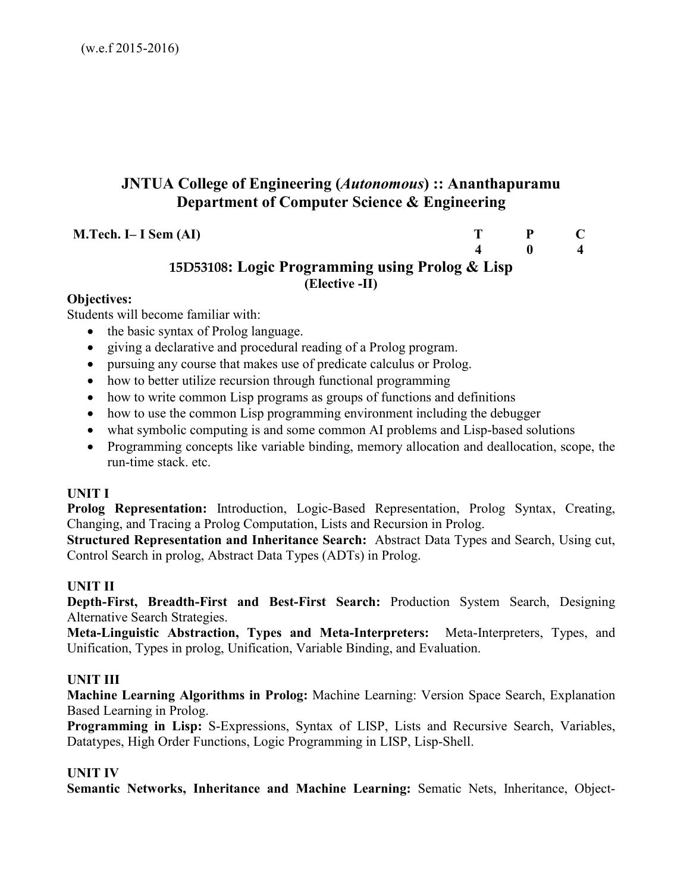(w.e.f 2015-2016)

# JNTUA College of Engineering (*Autonomous*) :: Ananthapuramu
## Department of Computer Science & Engineering

| **M.Tech. I– I Sem (AI)** | **T** | **P** | **C** |
|---|---|---|---|
| | **4** | **0** | **4** |

### 15D53108: Logic Programming using Prolog & Lisp
**(Elective -II)**

**Objectives:**

Students will become familiar with:

- the basic syntax of Prolog language.
- giving a declarative and procedural reading of a Prolog program.
- pursuing any course that makes use of predicate calculus or Prolog.
- how to better utilize recursion through functional programming
- how to write common Lisp programs as groups of functions and definitions
- how to use the common Lisp programming environment including the debugger
- what symbolic computing is and some common AI problems and Lisp-based solutions
- Programming concepts like variable binding, memory allocation and deallocation, scope, the run-time stack. etc.

**UNIT I**

**Prolog Representation:** Introduction, Logic-Based Representation, Prolog Syntax, Creating, Changing, and Tracing a Prolog Computation, Lists and Recursion in Prolog.

**Structured Representation and Inheritance Search:** Abstract Data Types and Search, Using cut, Control Search in prolog, Abstract Data Types (ADTs) in Prolog.

**UNIT II**

**Depth-First, Breadth-First and Best-First Search:** Production System Search, Designing Alternative Search Strategies.

**Meta-Linguistic Abstraction, Types and Meta-Interpreters:** Meta-Interpreters, Types, and Unification, Types in prolog, Unification, Variable Binding, and Evaluation.

**UNIT III**

**Machine Learning Algorithms in Prolog:** Machine Learning: Version Space Search, Explanation Based Learning in Prolog.

**Programming in Lisp:** S-Expressions, Syntax of LISP, Lists and Recursive Search, Variables, Datatypes, High Order Functions, Logic Programming in LISP, Lisp-Shell.

**UNIT IV**

**Semantic Networks, Inheritance and Machine Learning:** Sematic Nets, Inheritance, Object-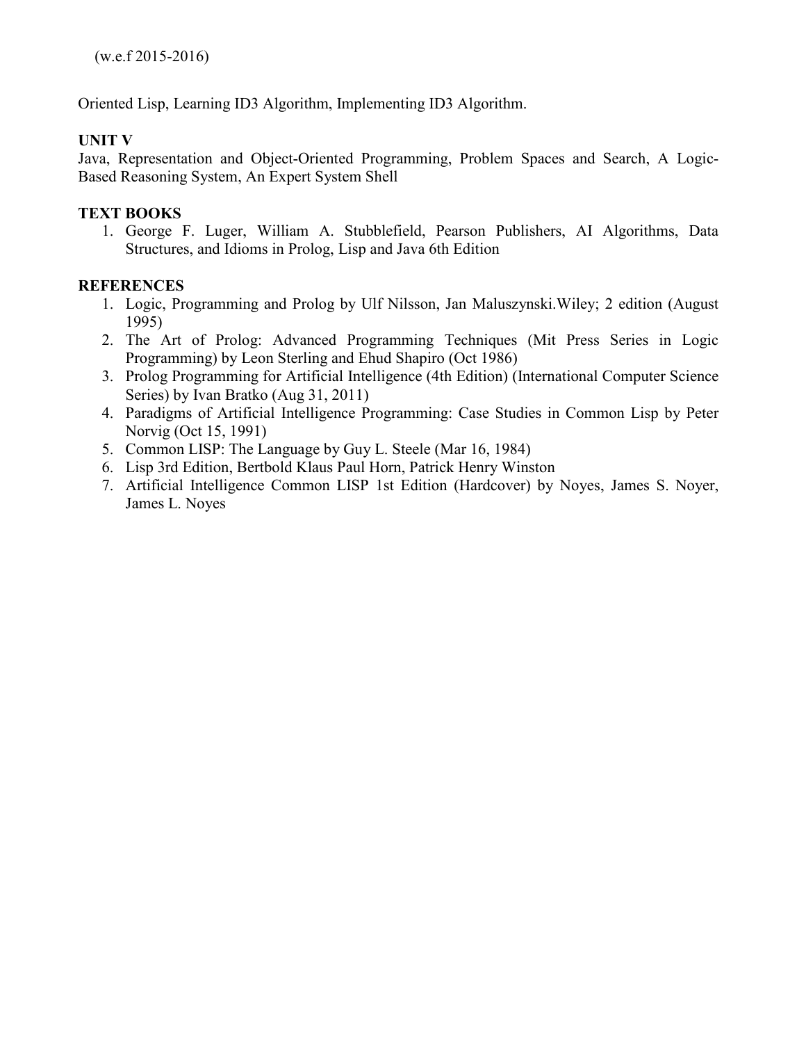(w.e.f 2015-2016)

Oriented Lisp, Learning ID3 Algorithm, Implementing ID3 Algorithm.

**UNIT V**

Java, Representation and Object-Oriented Programming, Problem Spaces and Search, A Logic-Based Reasoning System, An Expert System Shell

**TEXT BOOKS**

1. George F. Luger, William A. Stubblefield, Pearson Publishers, AI Algorithms, Data Structures, and Idioms in Prolog, Lisp and Java 6th Edition

**REFERENCES**

1. Logic, Programming and Prolog by Ulf Nilsson, Jan Maluszynski.Wiley; 2 edition (August 1995)
2. The Art of Prolog: Advanced Programming Techniques (Mit Press Series in Logic Programming) by Leon Sterling and Ehud Shapiro (Oct 1986)
3. Prolog Programming for Artificial Intelligence (4th Edition) (International Computer Science Series) by Ivan Bratko (Aug 31, 2011)
4. Paradigms of Artificial Intelligence Programming: Case Studies in Common Lisp by Peter Norvig (Oct 15, 1991)
5. Common LISP: The Language by Guy L. Steele (Mar 16, 1984)
6. Lisp 3rd Edition, Bertbold Klaus Paul Horn, Patrick Henry Winston
7. Artificial Intelligence Common LISP 1st Edition (Hardcover) by Noyes, James S. Noyer, James L. Noyes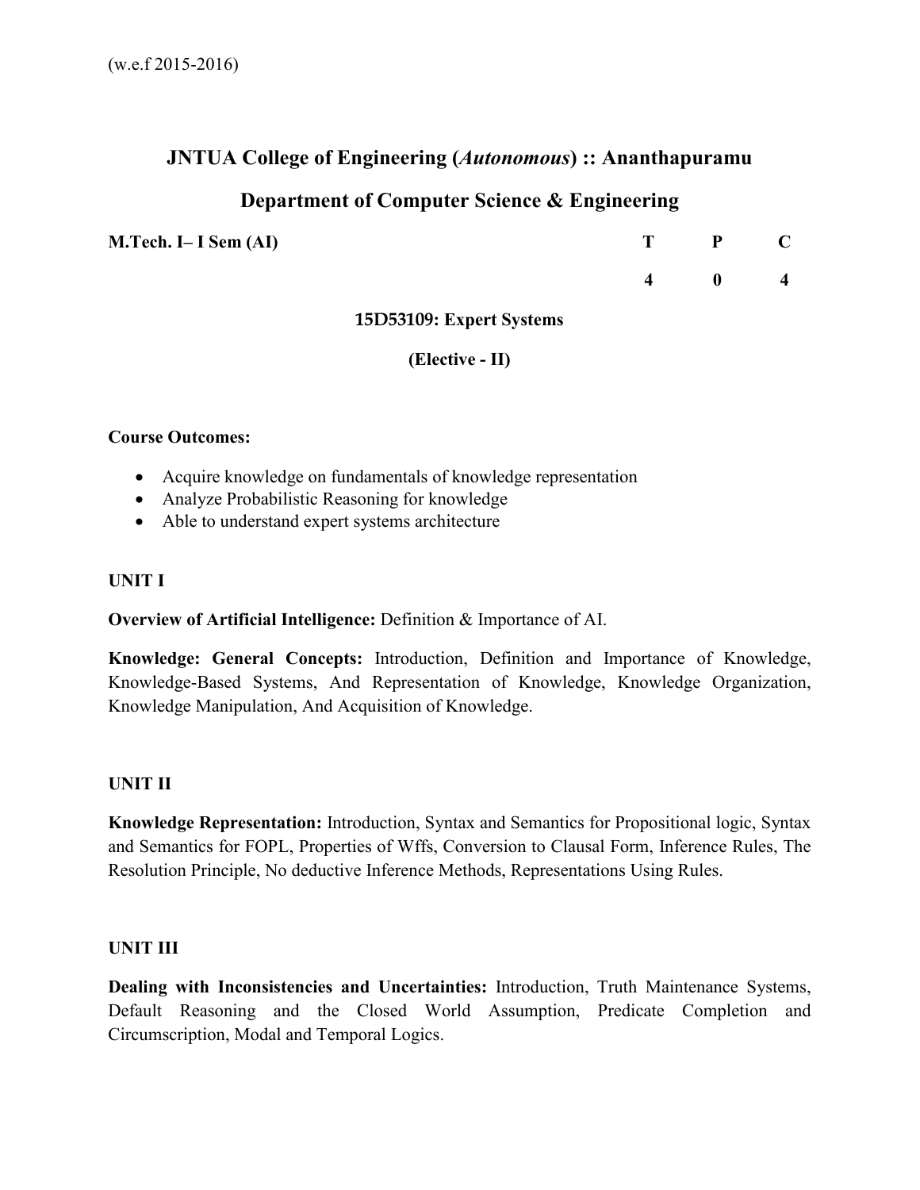(w.e.f 2015-2016)

## JNTUA College of Engineering (*Autonomous*) :: Ananthapuramu

## Department of Computer Science & Engineering

| **M.Tech. I– I Sem (AI)** | **T** | **P** | **C** |
|---|---|---|---|
| | **4** | **0** | **4** |

### 15D53109: Expert Systems

**(Elective - II)**

**Course Outcomes:**

- Acquire knowledge on fundamentals of knowledge representation
- Analyze Probabilistic Reasoning for knowledge
- Able to understand expert systems architecture

**UNIT I**

**Overview of Artificial Intelligence:** Definition & Importance of AI.

**Knowledge: General Concepts:** Introduction, Definition and Importance of Knowledge, Knowledge-Based Systems, And Representation of Knowledge, Knowledge Organization, Knowledge Manipulation, And Acquisition of Knowledge.

**UNIT II**

**Knowledge Representation:** Introduction, Syntax and Semantics for Propositional logic, Syntax and Semantics for FOPL, Properties of Wffs, Conversion to Clausal Form, Inference Rules, The Resolution Principle, No deductive Inference Methods, Representations Using Rules.

**UNIT III**

**Dealing with Inconsistencies and Uncertainties:** Introduction, Truth Maintenance Systems, Default Reasoning and the Closed World Assumption, Predicate Completion and Circumscription, Modal and Temporal Logics.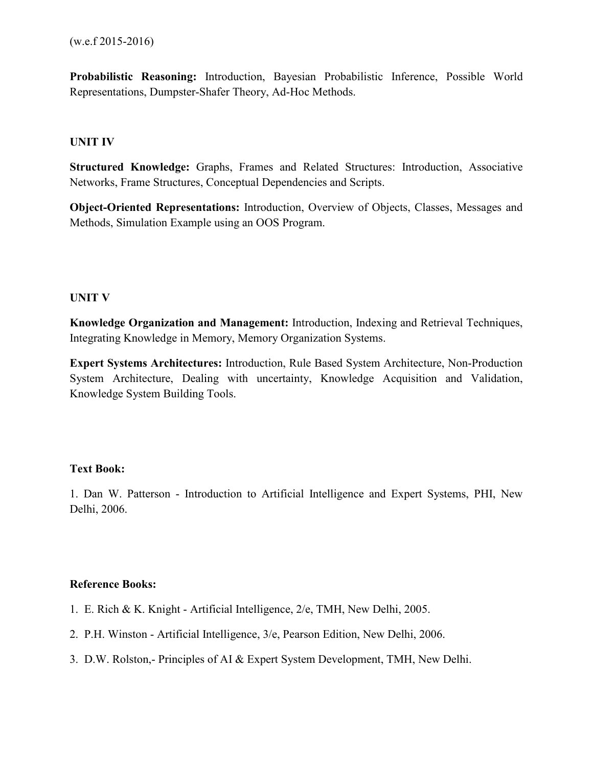(w.e.f 2015-2016)

**Probabilistic Reasoning:** Introduction, Bayesian Probabilistic Inference, Possible World Representations, Dumpster-Shafer Theory, Ad-Hoc Methods.

**UNIT IV**

**Structured Knowledge:** Graphs, Frames and Related Structures: Introduction, Associative Networks, Frame Structures, Conceptual Dependencies and Scripts.

**Object-Oriented Representations:** Introduction, Overview of Objects, Classes, Messages and Methods, Simulation Example using an OOS Program.

**UNIT V**

**Knowledge Organization and Management:** Introduction, Indexing and Retrieval Techniques, Integrating Knowledge in Memory, Memory Organization Systems.

**Expert Systems Architectures:** Introduction, Rule Based System Architecture, Non-Production System Architecture, Dealing with uncertainty, Knowledge Acquisition and Validation, Knowledge System Building Tools.

**Text Book:**

1. Dan W. Patterson - Introduction to Artificial Intelligence and Expert Systems, PHI, New Delhi, 2006.

**Reference Books:**

1. E. Rich & K. Knight - Artificial Intelligence, 2/e, TMH, New Delhi, 2005.
2. P.H. Winston - Artificial Intelligence, 3/e, Pearson Edition, New Delhi, 2006.
3. D.W. Rolston,- Principles of AI & Expert System Development, TMH, New Delhi.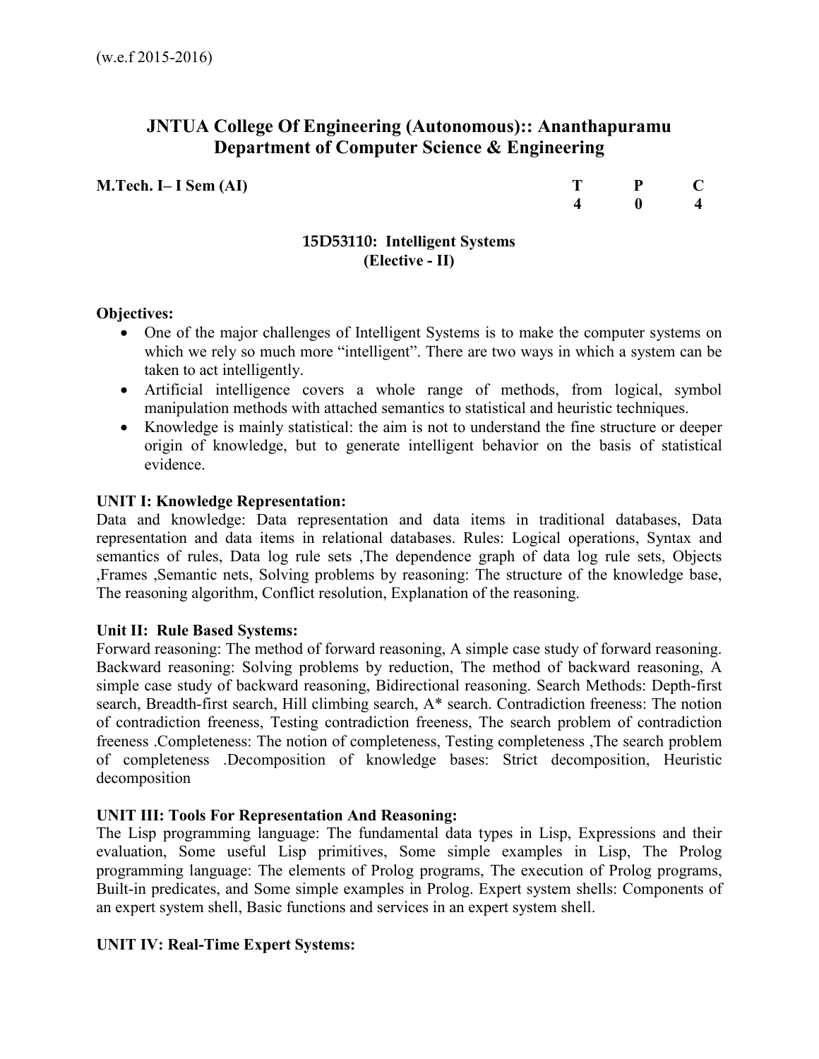(w.e.f 2015-2016)

# JNTUA College Of Engineering (Autonomous):: Ananthapuramu
# Department of Computer Science & Engineering

**M.Tech. I– I Sem (AI)**

| T | P | C |
|---|---|---|
| 4 | 0 | 4 |

## 15D53110: Intelligent Systems
## (Elective - II)

**Objectives:**

- One of the major challenges of Intelligent Systems is to make the computer systems on which we rely so much more "intelligent". There are two ways in which a system can be taken to act intelligently.
- Artificial intelligence covers a whole range of methods, from logical, symbol manipulation methods with attached semantics to statistical and heuristic techniques.
- Knowledge is mainly statistical: the aim is not to understand the fine structure or deeper origin of knowledge, but to generate intelligent behavior on the basis of statistical evidence.

**UNIT I: Knowledge Representation:**

Data and knowledge: Data representation and data items in traditional databases, Data representation and data items in relational databases. Rules: Logical operations, Syntax and semantics of rules, Data log rule sets ,The dependence graph of data log rule sets, Objects ,Frames ,Semantic nets, Solving problems by reasoning: The structure of the knowledge base, The reasoning algorithm, Conflict resolution, Explanation of the reasoning.

**Unit II: Rule Based Systems:**

Forward reasoning: The method of forward reasoning, A simple case study of forward reasoning. Backward reasoning: Solving problems by reduction, The method of backward reasoning, A simple case study of backward reasoning, Bidirectional reasoning. Search Methods: Depth-first search, Breadth-first search, Hill climbing search, A* search. Contradiction freeness: The notion of contradiction freeness, Testing contradiction freeness, The search problem of contradiction freeness .Completeness: The notion of completeness, Testing completeness ,The search problem of completeness .Decomposition of knowledge bases: Strict decomposition, Heuristic decomposition

**UNIT III: Tools For Representation And Reasoning:**

The Lisp programming language: The fundamental data types in Lisp, Expressions and their evaluation, Some useful Lisp primitives, Some simple examples in Lisp, The Prolog programming language: The elements of Prolog programs, The execution of Prolog programs, Built-in predicates, and Some simple examples in Prolog. Expert system shells: Components of an expert system shell, Basic functions and services in an expert system shell.

**UNIT IV: Real-Time Expert Systems:**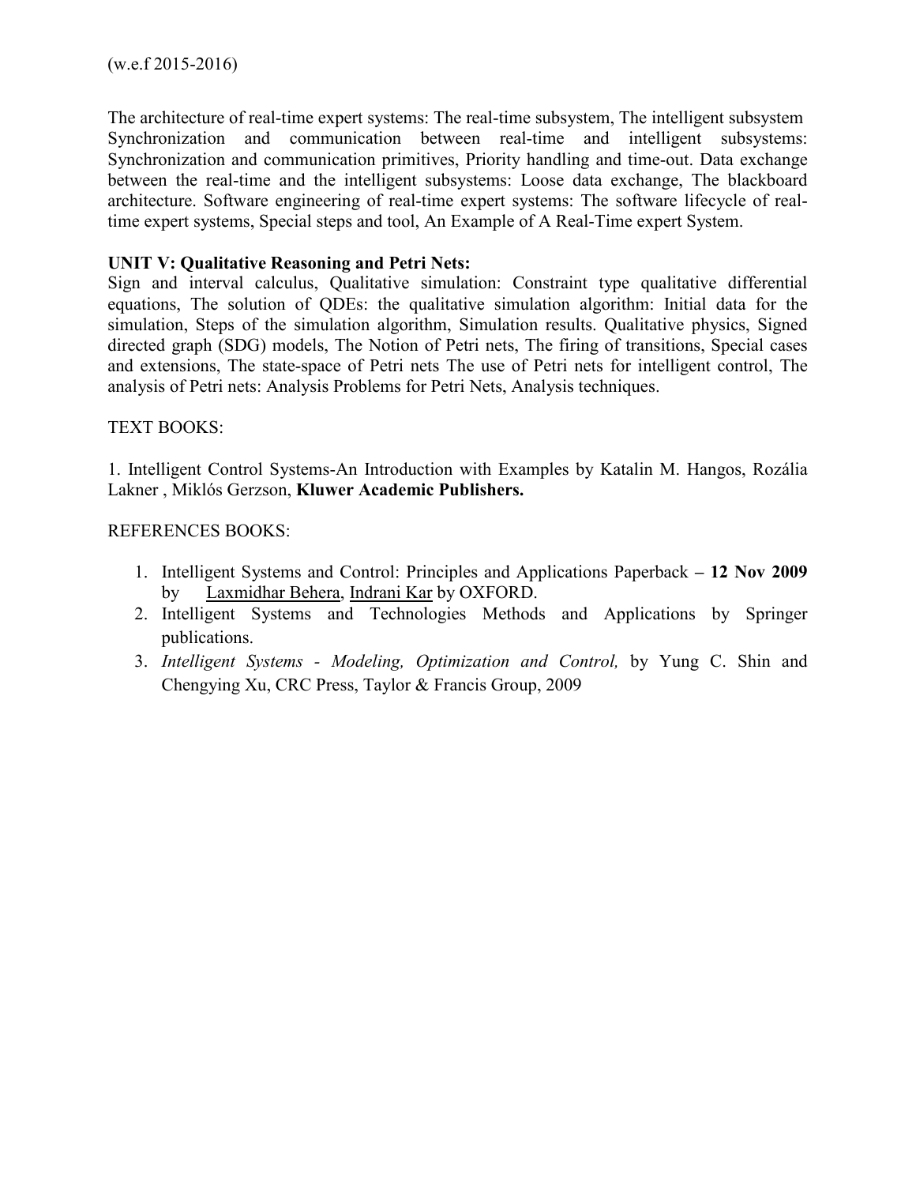(w.e.f 2015-2016)

The architecture of real-time expert systems: The real-time subsystem, The intelligent subsystem Synchronization and communication between real-time and intelligent subsystems: Synchronization and communication primitives, Priority handling and time-out. Data exchange between the real-time and the intelligent subsystems: Loose data exchange, The blackboard architecture. Software engineering of real-time expert systems: The software lifecycle of real-time expert systems, Special steps and tool, An Example of A Real-Time expert System.

**UNIT V: Qualitative Reasoning and Petri Nets:**

Sign and interval calculus, Qualitative simulation: Constraint type qualitative differential equations, The solution of QDEs: the qualitative simulation algorithm: Initial data for the simulation, Steps of the simulation algorithm, Simulation results. Qualitative physics, Signed directed graph (SDG) models, The Notion of Petri nets, The firing of transitions, Special cases and extensions, The state-space of Petri nets The use of Petri nets for intelligent control, The analysis of Petri nets: Analysis Problems for Petri Nets, Analysis techniques.

TEXT BOOKS:

1. Intelligent Control Systems-An Introduction with Examples by Katalin M. Hangos, Rozália Lakner , Miklós Gerzson, **Kluwer Academic Publishers.**

REFERENCES BOOKS:

1. Intelligent Systems and Control: Principles and Applications Paperback **– 12 Nov 2009** by Laxmidhar Behera, Indrani Kar by OXFORD.
2. Intelligent Systems and Technologies Methods and Applications by Springer publications.
3. *Intelligent Systems - Modeling, Optimization and Control,* by Yung C. Shin and Chengying Xu, CRC Press, Taylor & Francis Group, 2009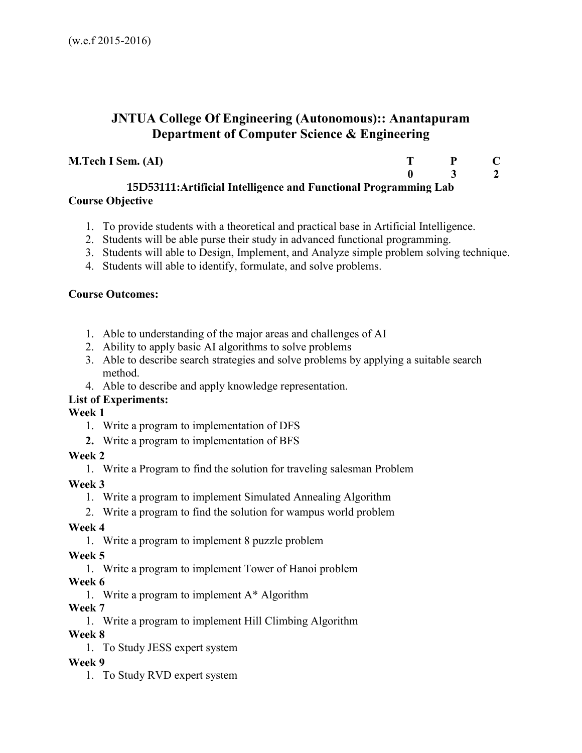(w.e.f 2015-2016)

# JNTUA College Of Engineering (Autonomous):: Anantapuram
## Department of Computer Science & Engineering

| **M.Tech I Sem. (AI)** | **T** | **P** | **C** |
|---|---|---|---|
| | **0** | **3** | **2** |

### 15D53111:Artificial Intelligence and Functional Programming Lab

**Course Objective**

1. To provide students with a theoretical and practical base in Artificial Intelligence.
2. Students will be able purse their study in advanced functional programming.
3. Students will able to Design, Implement, and Analyze simple problem solving technique.
4. Students will able to identify, formulate, and solve problems.

**Course Outcomes:**

1. Able to understanding of the major areas and challenges of AI
2. Ability to apply basic AI algorithms to solve problems
3. Able to describe search strategies and solve problems by applying a suitable search method.
4. Able to describe and apply knowledge representation.

**List of Experiments:**

**Week 1**

1. Write a program to implementation of DFS
2. Write a program to implementation of BFS

**Week 2**

1. Write a Program to find the solution for traveling salesman Problem

**Week 3**

1. Write a program to implement Simulated Annealing Algorithm
2. Write a program to find the solution for wampus world problem

**Week 4**

1. Write a program to implement 8 puzzle problem

**Week 5**

1. Write a program to implement Tower of Hanoi problem

**Week 6**

1. Write a program to implement A* Algorithm

**Week 7**

1. Write a program to implement Hill Climbing Algorithm

**Week 8**

1. To Study JESS expert system

**Week 9**

1. To Study RVD expert system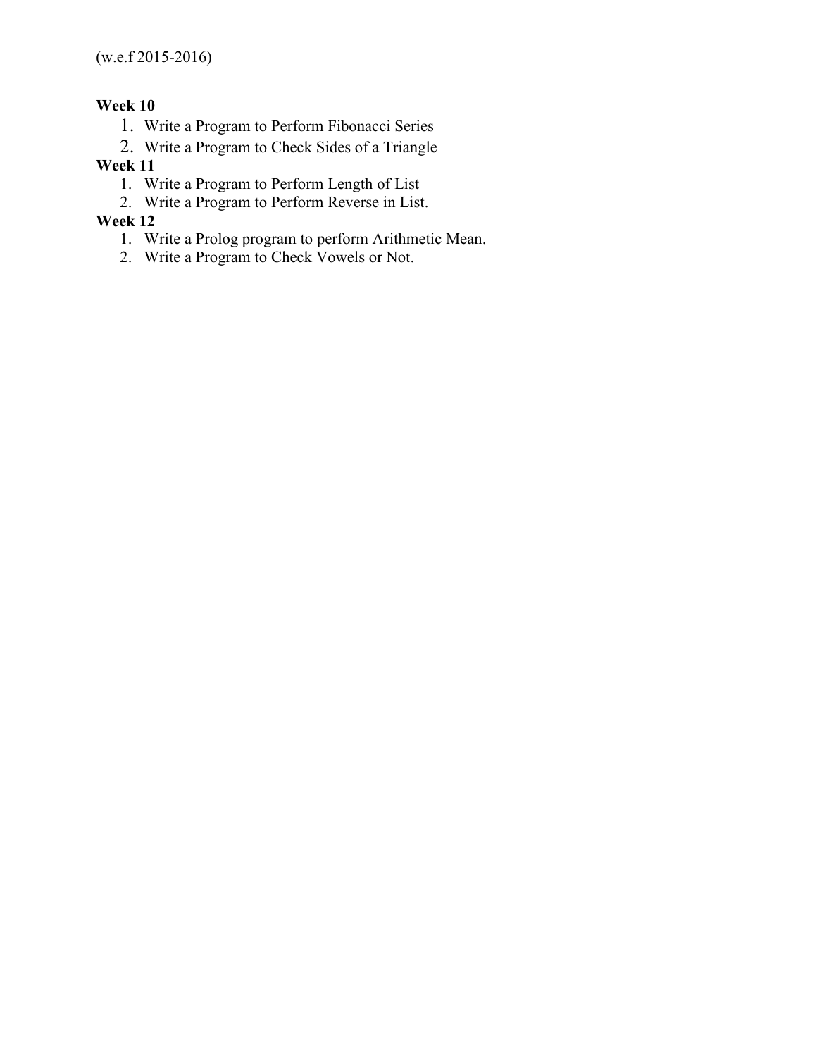(w.e.f 2015-2016)

**Week 10**

1. Write a Program to Perform Fibonacci Series
2. Write a Program to Check Sides of a Triangle

**Week 11**

1. Write a Program to Perform Length of List
2. Write a Program to Perform Reverse in List.

**Week 12**

1. Write a Prolog program to perform Arithmetic Mean.
2. Write a Program to Check Vowels or Not.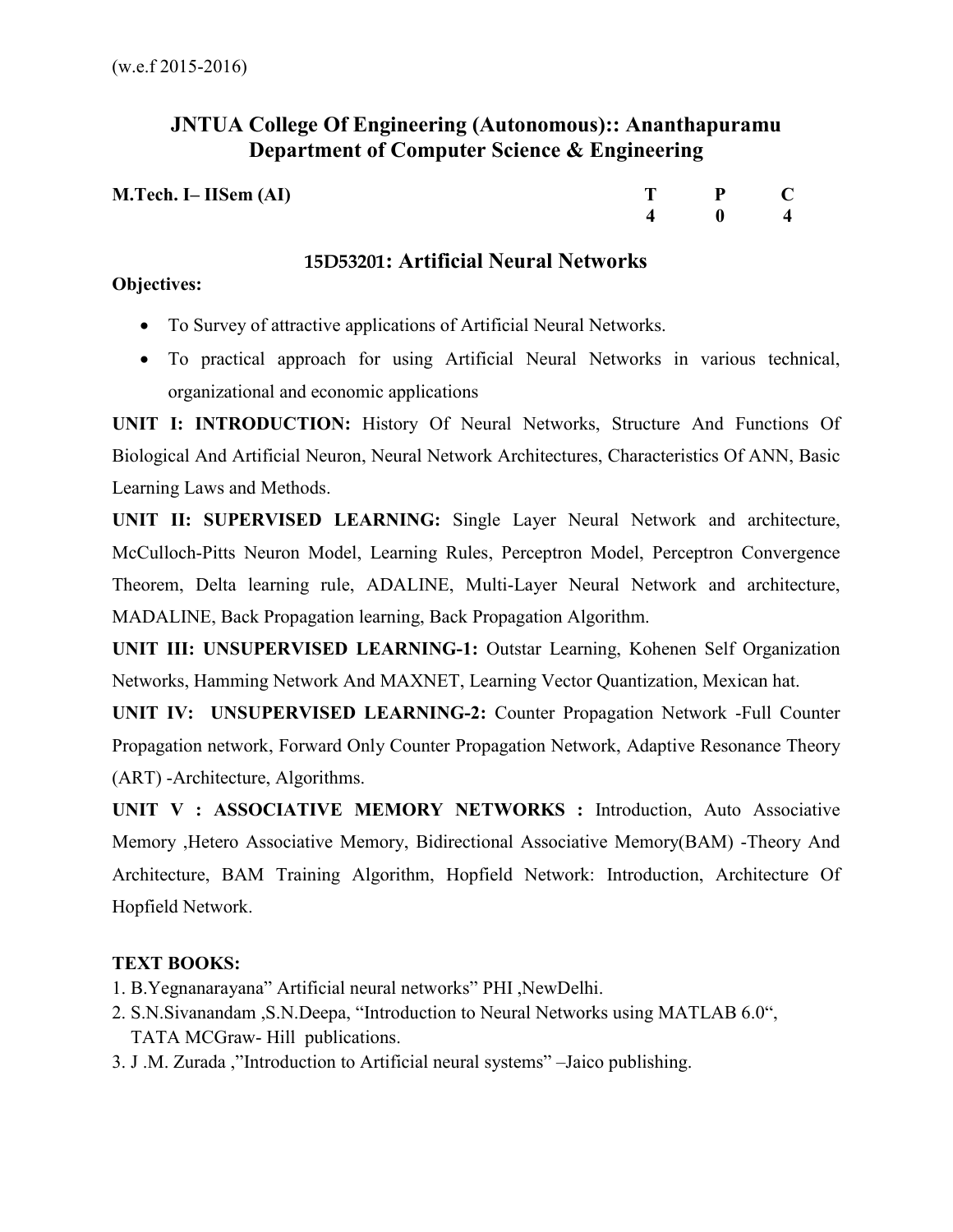(w.e.f 2015-2016)

# JNTUA College Of Engineering (Autonomous):: Ananthapuramu
## Department of Computer Science & Engineering

| M.Tech. I– IISem (AI) | T | P | C |
|---|---|---|---|
| | 4 | 0 | 4 |

## 15D53201: Artificial Neural Networks

**Objectives:**

- To Survey of attractive applications of Artificial Neural Networks.
- To practical approach for using Artificial Neural Networks in various technical, organizational and economic applications

**UNIT I: INTRODUCTION:** History Of Neural Networks, Structure And Functions Of Biological And Artificial Neuron, Neural Network Architectures, Characteristics Of ANN, Basic Learning Laws and Methods.

**UNIT II: SUPERVISED LEARNING:** Single Layer Neural Network and architecture, McCulloch-Pitts Neuron Model, Learning Rules, Perceptron Model, Perceptron Convergence Theorem, Delta learning rule, ADALINE, Multi-Layer Neural Network and architecture, MADALINE, Back Propagation learning, Back Propagation Algorithm.

**UNIT III: UNSUPERVISED LEARNING-1:** Outstar Learning, Kohenen Self Organization Networks, Hamming Network And MAXNET, Learning Vector Quantization, Mexican hat.

**UNIT IV: UNSUPERVISED LEARNING-2:** Counter Propagation Network -Full Counter Propagation network, Forward Only Counter Propagation Network, Adaptive Resonance Theory (ART) -Architecture, Algorithms.

**UNIT V : ASSOCIATIVE MEMORY NETWORKS :** Introduction, Auto Associative Memory ,Hetero Associative Memory, Bidirectional Associative Memory(BAM) -Theory And Architecture, BAM Training Algorithm, Hopfield Network: Introduction, Architecture Of Hopfield Network.

**TEXT BOOKS:**

1. B.Yegnanarayana" Artificial neural networks" PHI ,NewDelhi.
2. S.N.Sivanandam ,S.N.Deepa, "Introduction to Neural Networks using MATLAB 6.0", TATA MCGraw- Hill publications.
3. J .M. Zurada ,"Introduction to Artificial neural systems" –Jaico publishing.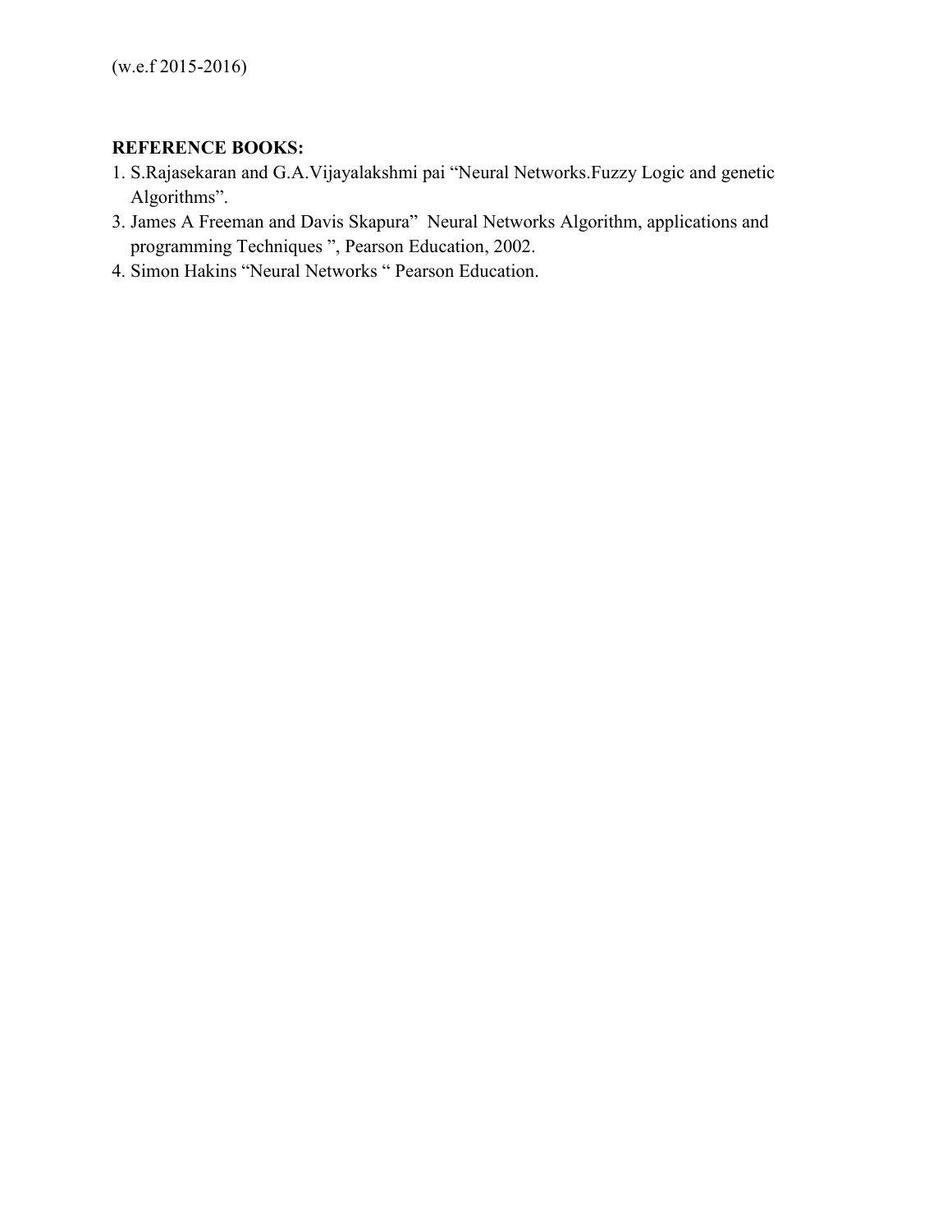(w.e.f 2015-2016)

**REFERENCE BOOKS:**

1. S.Rajasekaran and G.A.Vijayalakshmi pai "Neural Networks.Fuzzy Logic and genetic Algorithms".
3. James A Freeman and Davis Skapura" Neural Networks Algorithm, applications and programming Techniques ", Pearson Education, 2002.
4. Simon Hakins "Neural Networks " Pearson Education.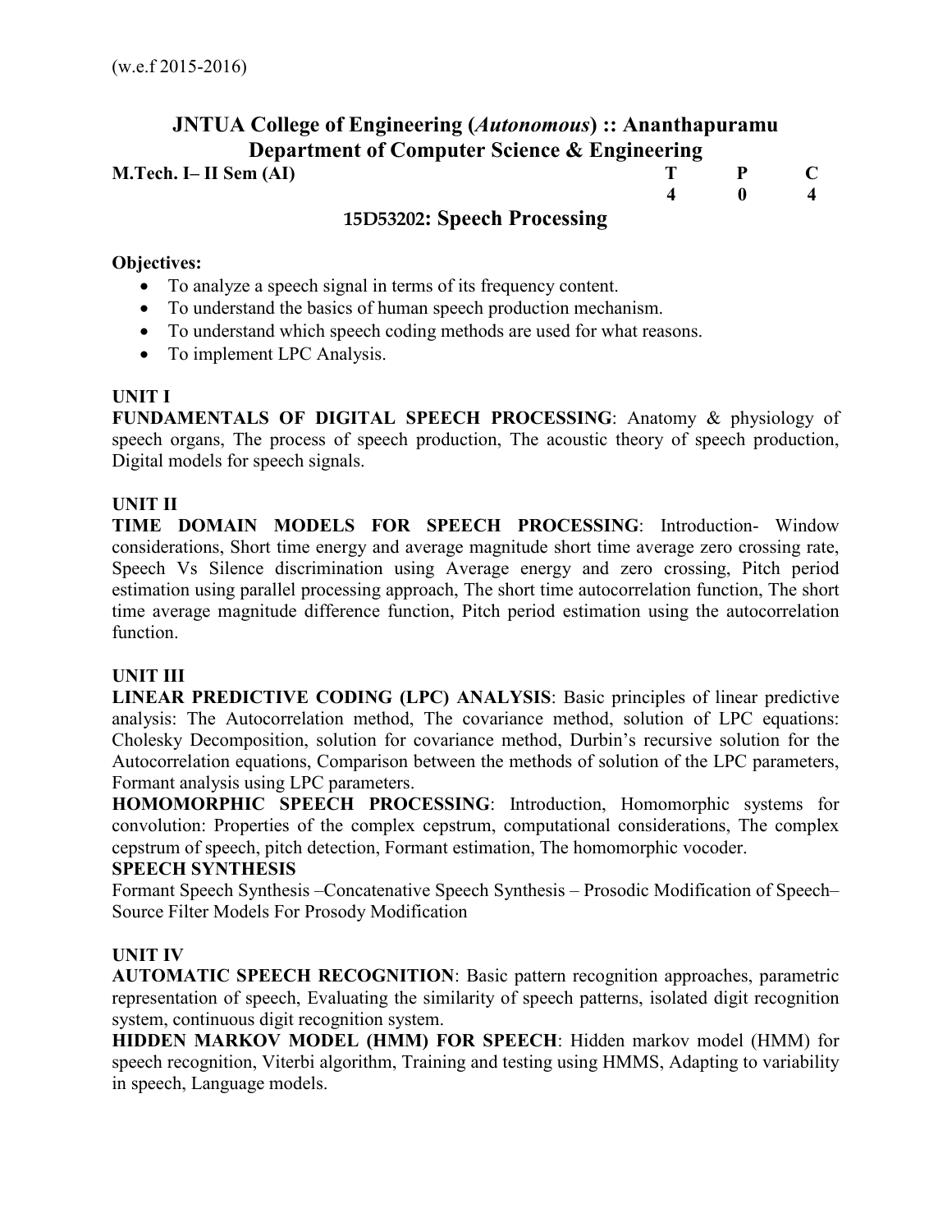(w.e.f 2015-2016)

# JNTUA College of Engineering (*Autonomous*) :: Ananthapuramu

## Department of Computer Science & Engineering

**M.Tech. I– II Sem (AI)**

| T | P | C |
|---|---|---|
| 4 | 0 | 4 |

## 15D53202: Speech Processing

**Objectives:**

- To analyze a speech signal in terms of its frequency content.
- To understand the basics of human speech production mechanism.
- To understand which speech coding methods are used for what reasons.
- To implement LPC Analysis.

### UNIT I

**FUNDAMENTALS OF DIGITAL SPEECH PROCESSING**: Anatomy & physiology of speech organs, The process of speech production, The acoustic theory of speech production, Digital models for speech signals.

### UNIT II

**TIME DOMAIN MODELS FOR SPEECH PROCESSING**: Introduction- Window considerations, Short time energy and average magnitude short time average zero crossing rate, Speech Vs Silence discrimination using Average energy and zero crossing, Pitch period estimation using parallel processing approach, The short time autocorrelation function, The short time average magnitude difference function, Pitch period estimation using the autocorrelation function.

### UNIT III

**LINEAR PREDICTIVE CODING (LPC) ANALYSIS**: Basic principles of linear predictive analysis: The Autocorrelation method, The covariance method, solution of LPC equations: Cholesky Decomposition, solution for covariance method, Durbin's recursive solution for the Autocorrelation equations, Comparison between the methods of solution of the LPC parameters, Formant analysis using LPC parameters.

**HOMOMORPHIC SPEECH PROCESSING**: Introduction, Homomorphic systems for convolution: Properties of the complex cepstrum, computational considerations, The complex cepstrum of speech, pitch detection, Formant estimation, The homomorphic vocoder.

**SPEECH SYNTHESIS**

Formant Speech Synthesis –Concatenative Speech Synthesis – Prosodic Modification of Speech– Source Filter Models For Prosody Modification

### UNIT IV

**AUTOMATIC SPEECH RECOGNITION**: Basic pattern recognition approaches, parametric representation of speech, Evaluating the similarity of speech patterns, isolated digit recognition system, continuous digit recognition system.

**HIDDEN MARKOV MODEL (HMM) FOR SPEECH**: Hidden markov model (HMM) for speech recognition, Viterbi algorithm, Training and testing using HMMS, Adapting to variability in speech, Language models.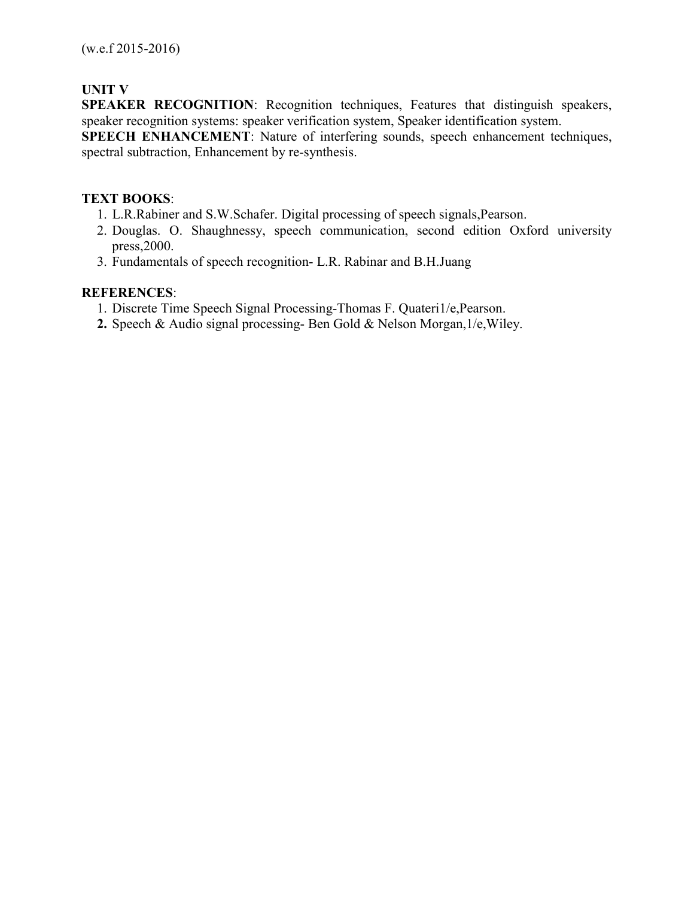(w.e.f 2015-2016)

**UNIT V**

**SPEAKER RECOGNITION**: Recognition techniques, Features that distinguish speakers, speaker recognition systems: speaker verification system, Speaker identification system.

**SPEECH ENHANCEMENT**: Nature of interfering sounds, speech enhancement techniques, spectral subtraction, Enhancement by re-synthesis.

**TEXT BOOKS**:

1. L.R.Rabiner and S.W.Schafer. Digital processing of speech signals,Pearson.
2. Douglas. O. Shaughnessy, speech communication, second edition Oxford university press,2000.
3. Fundamentals of speech recognition- L.R. Rabinar and B.H.Juang

**REFERENCES**:

1. Discrete Time Speech Signal Processing-Thomas F. Quateri1/e,Pearson.
2. Speech & Audio signal processing- Ben Gold & Nelson Morgan,1/e,Wiley.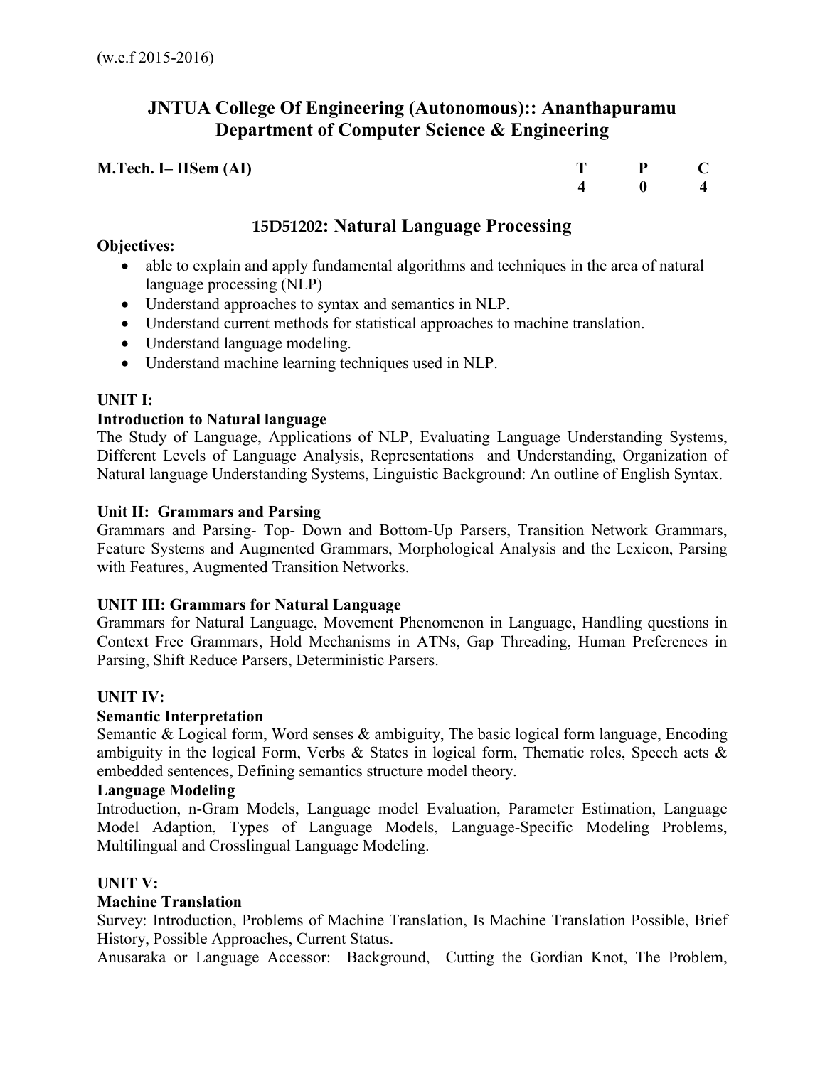(w.e.f 2015-2016)

# JNTUA College Of Engineering (Autonomous):: Ananthapuramu
# Department of Computer Science & Engineering

| **M.Tech. I– IISem (AI)** | **T** | **P** | **C** |
|---|---|---|---|
| | **4** | **0** | **4** |

## 15D51202: Natural Language Processing

**Objectives:**

- able to explain and apply fundamental algorithms and techniques in the area of natural language processing (NLP)
- Understand approaches to syntax and semantics in NLP.
- Understand current methods for statistical approaches to machine translation.
- Understand language modeling.
- Understand machine learning techniques used in NLP.

**UNIT I:**

**Introduction to Natural language**

The Study of Language, Applications of NLP, Evaluating Language Understanding Systems, Different Levels of Language Analysis, Representations and Understanding, Organization of Natural language Understanding Systems, Linguistic Background: An outline of English Syntax.

**Unit II: Grammars and Parsing**

Grammars and Parsing- Top- Down and Bottom-Up Parsers, Transition Network Grammars, Feature Systems and Augmented Grammars, Morphological Analysis and the Lexicon, Parsing with Features, Augmented Transition Networks.

**UNIT III: Grammars for Natural Language**

Grammars for Natural Language, Movement Phenomenon in Language, Handling questions in Context Free Grammars, Hold Mechanisms in ATNs, Gap Threading, Human Preferences in Parsing, Shift Reduce Parsers, Deterministic Parsers.

**UNIT IV:**

**Semantic Interpretation**

Semantic & Logical form, Word senses & ambiguity, The basic logical form language, Encoding ambiguity in the logical Form, Verbs & States in logical form, Thematic roles, Speech acts & embedded sentences, Defining semantics structure model theory.

**Language Modeling**

Introduction, n-Gram Models, Language model Evaluation, Parameter Estimation, Language Model Adaption, Types of Language Models, Language-Specific Modeling Problems, Multilingual and Crosslingual Language Modeling.

**UNIT V:**

**Machine Translation**

Survey: Introduction, Problems of Machine Translation, Is Machine Translation Possible, Brief History, Possible Approaches, Current Status.

Anusaraka or Language Accessor: Background, Cutting the Gordian Knot, The Problem,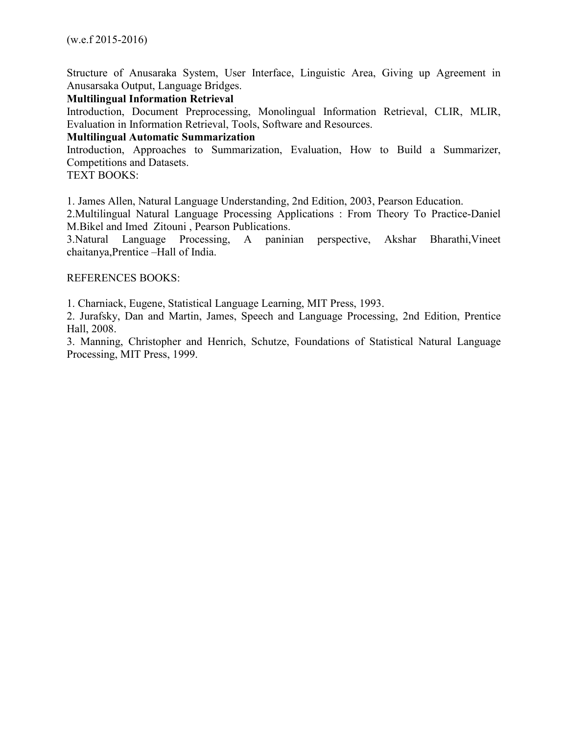(w.e.f 2015-2016)

Structure of Anusaraka System, User Interface, Linguistic Area, Giving up Agreement in Anusarsaka Output, Language Bridges.

**Multilingual Information Retrieval**

Introduction, Document Preprocessing, Monolingual Information Retrieval, CLIR, MLIR, Evaluation in Information Retrieval, Tools, Software and Resources.

**Multilingual Automatic Summarization**

Introduction, Approaches to Summarization, Evaluation, How to Build a Summarizer, Competitions and Datasets.

TEXT BOOKS:

1. James Allen, Natural Language Understanding, 2nd Edition, 2003, Pearson Education.
2. Multilingual Natural Language Processing Applications : From Theory To Practice-Daniel M.Bikel and Imed Zitouni , Pearson Publications.
3. Natural Language Processing, A paninian perspective, Akshar Bharathi,Vineet chaitanya,Prentice –Hall of India.

REFERENCES BOOKS:

1. Charniack, Eugene, Statistical Language Learning, MIT Press, 1993.
2. Jurafsky, Dan and Martin, James, Speech and Language Processing, 2nd Edition, Prentice Hall, 2008.
3. Manning, Christopher and Henrich, Schutze, Foundations of Statistical Natural Language Processing, MIT Press, 1999.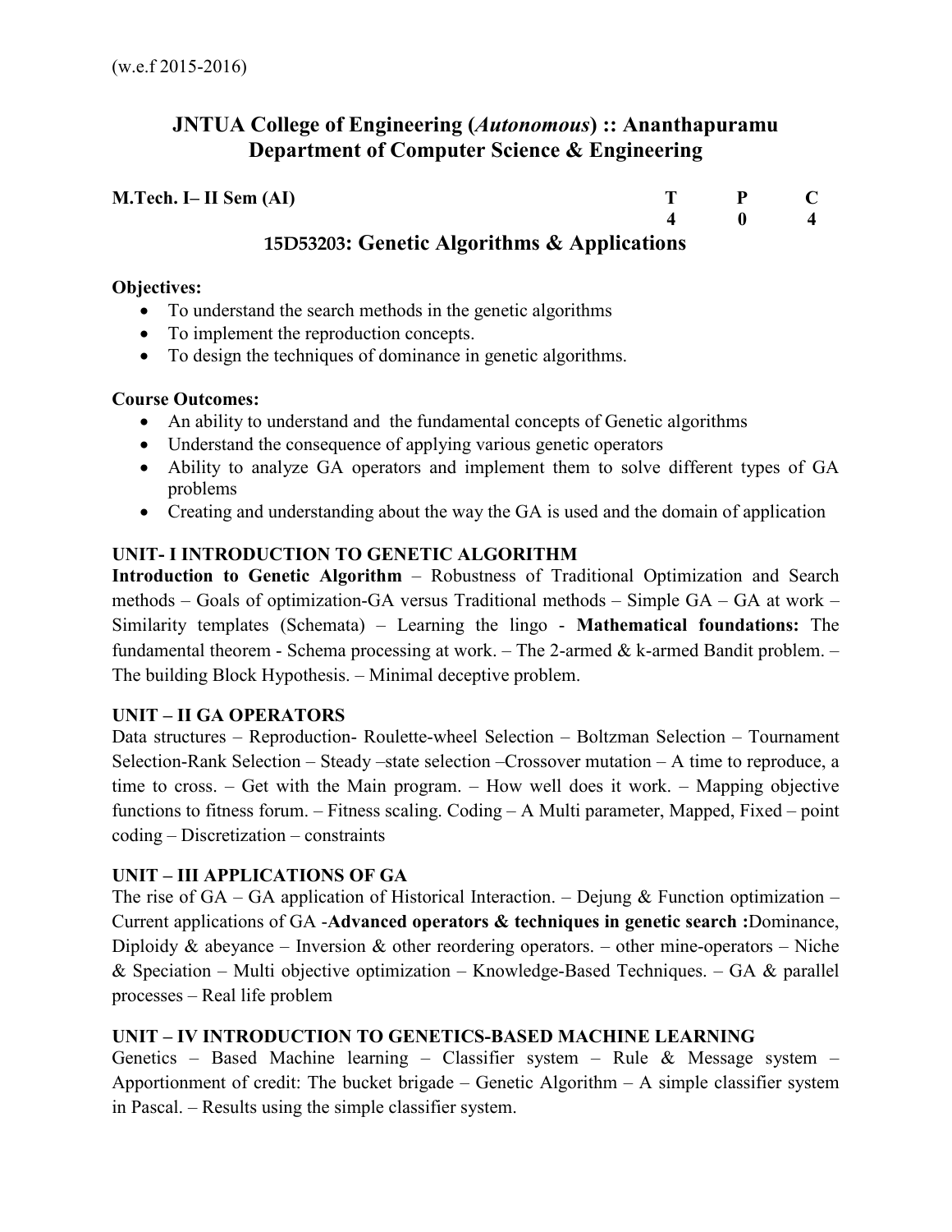(w.e.f 2015-2016)

# JNTUA College of Engineering (*Autonomous*) :: Ananthapuramu
## Department of Computer Science & Engineering

| **M.Tech. I– II Sem (AI)** | **T** | **P** | **C** |
|---|---|---|---|
| | **4** | **0** | **4** |

## 15D53203: Genetic Algorithms & Applications

**Objectives:**

- To understand the search methods in the genetic algorithms
- To implement the reproduction concepts.
- To design the techniques of dominance in genetic algorithms.

**Course Outcomes:**

- An ability to understand and the fundamental concepts of Genetic algorithms
- Understand the consequence of applying various genetic operators
- Ability to analyze GA operators and implement them to solve different types of GA problems
- Creating and understanding about the way the GA is used and the domain of application

### UNIT- I INTRODUCTION TO GENETIC ALGORITHM

**Introduction to Genetic Algorithm** – Robustness of Traditional Optimization and Search methods – Goals of optimization-GA versus Traditional methods – Simple GA – GA at work – Similarity templates (Schemata) – Learning the lingo - **Mathematical foundations:** The fundamental theorem - Schema processing at work. – The 2-armed & k-armed Bandit problem. – The building Block Hypothesis. – Minimal deceptive problem.

### UNIT – II GA OPERATORS

Data structures – Reproduction- Roulette-wheel Selection – Boltzman Selection – Tournament Selection-Rank Selection – Steady –state selection –Crossover mutation – A time to reproduce, a time to cross. – Get with the Main program. – How well does it work. – Mapping objective functions to fitness forum. – Fitness scaling. Coding – A Multi parameter, Mapped, Fixed – point coding – Discretization – constraints

### UNIT – III APPLICATIONS OF GA

The rise of GA – GA application of Historical Interaction. – Dejung & Function optimization – Current applications of GA -**Advanced operators & techniques in genetic search :**Dominance, Diploidy & abeyance – Inversion & other reordering operators. – other mine-operators – Niche & Speciation – Multi objective optimization – Knowledge-Based Techniques. – GA & parallel processes – Real life problem

### UNIT – IV INTRODUCTION TO GENETICS-BASED MACHINE LEARNING

Genetics – Based Machine learning – Classifier system – Rule & Message system – Apportionment of credit: The bucket brigade – Genetic Algorithm – A simple classifier system in Pascal. – Results using the simple classifier system.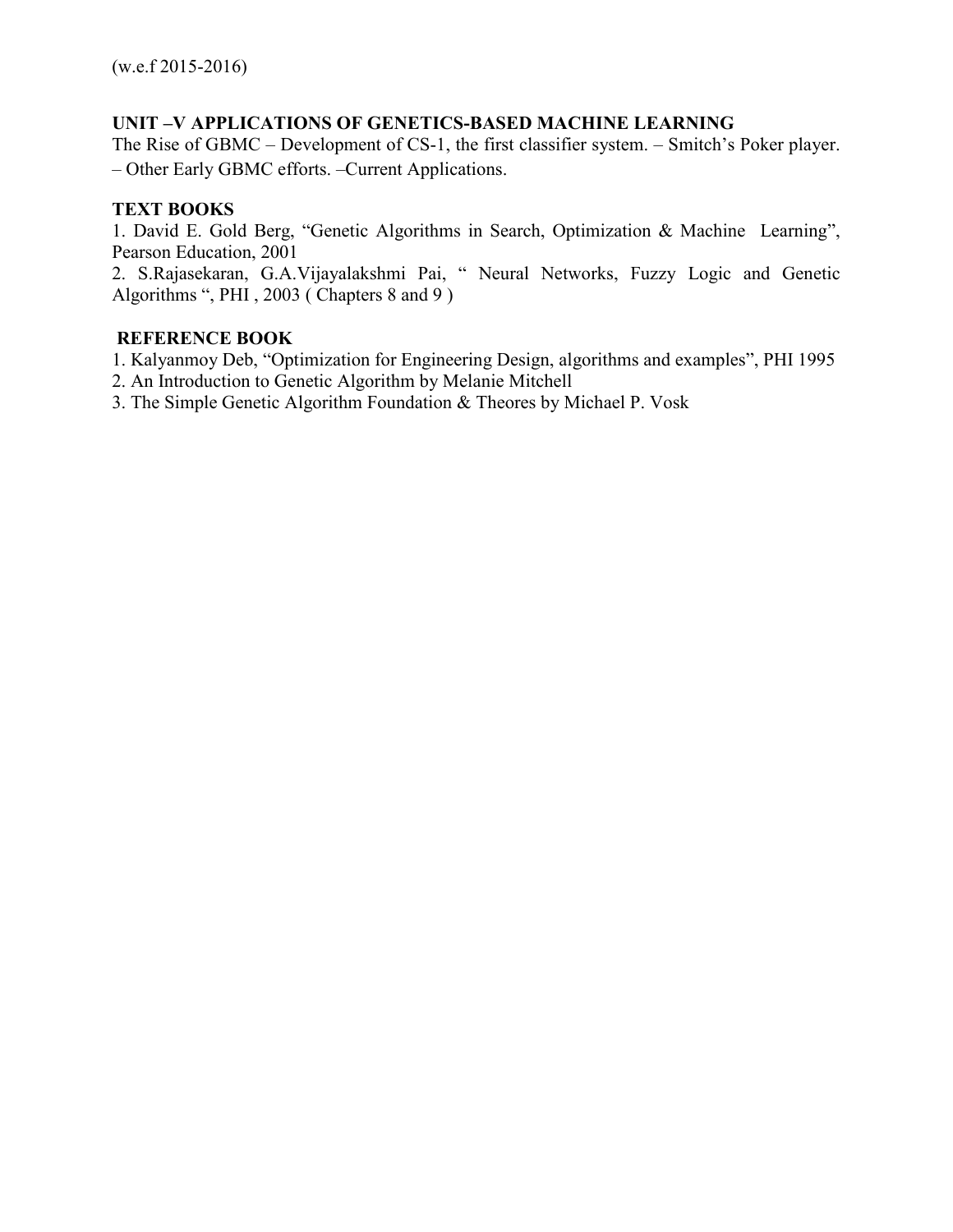(w.e.f 2015-2016)

**UNIT –V APPLICATIONS OF GENETICS-BASED MACHINE LEARNING**

The Rise of GBMC – Development of CS-1, the first classifier system. – Smitch's Poker player. – Other Early GBMC efforts. –Current Applications.

**TEXT BOOKS**

1. David E. Gold Berg, "Genetic Algorithms in Search, Optimization & Machine Learning", Pearson Education, 2001
2. S.Rajasekaran, G.A.Vijayalakshmi Pai, " Neural Networks, Fuzzy Logic and Genetic Algorithms ", PHI , 2003 ( Chapters 8 and 9 )

**REFERENCE BOOK**

1. Kalyanmoy Deb, "Optimization for Engineering Design, algorithms and examples", PHI 1995
2. An Introduction to Genetic Algorithm by Melanie Mitchell
3. The Simple Genetic Algorithm Foundation & Theores by Michael P. Vosk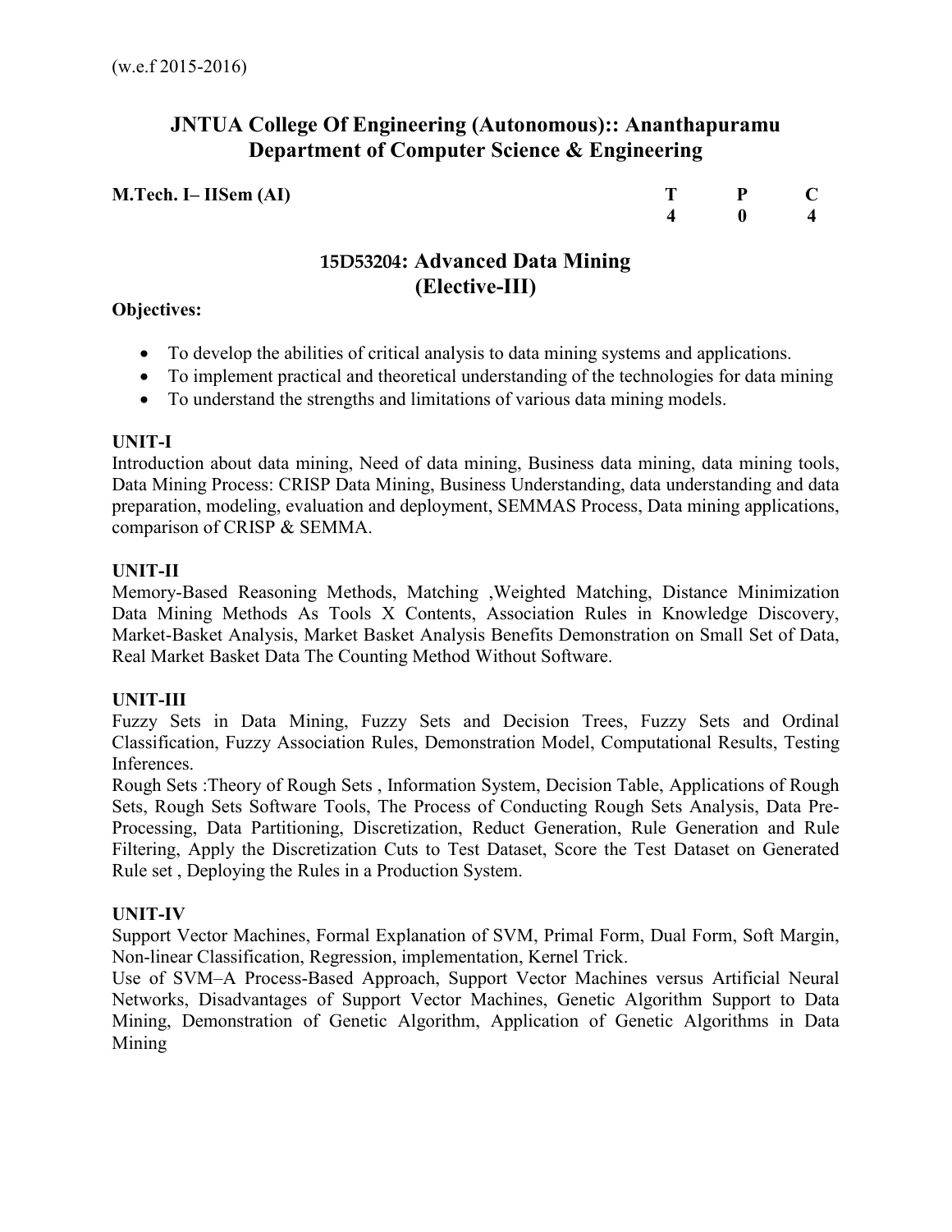(w.e.f 2015-2016)

## JNTUA College Of Engineering (Autonomous):: Ananthapuramu
## Department of Computer Science & Engineering

| **M.Tech. I– IISem (AI)** | **T** | **P** | **C** |
|---|---|---|---|
| | **4** | **0** | **4** |

### 15D53204: Advanced Data Mining
### (Elective-III)

**Objectives:**

- To develop the abilities of critical analysis to data mining systems and applications.
- To implement practical and theoretical understanding of the technologies for data mining
- To understand the strengths and limitations of various data mining models.

**UNIT-I**

Introduction about data mining, Need of data mining, Business data mining, data mining tools, Data Mining Process: CRISP Data Mining, Business Understanding, data understanding and data preparation, modeling, evaluation and deployment, SEMMAS Process, Data mining applications, comparison of CRISP & SEMMA.

**UNIT-II**

Memory-Based Reasoning Methods, Matching ,Weighted Matching, Distance Minimization Data Mining Methods As Tools X Contents, Association Rules in Knowledge Discovery, Market-Basket Analysis, Market Basket Analysis Benefits Demonstration on Small Set of Data, Real Market Basket Data The Counting Method Without Software.

**UNIT-III**

Fuzzy Sets in Data Mining, Fuzzy Sets and Decision Trees, Fuzzy Sets and Ordinal Classification, Fuzzy Association Rules, Demonstration Model, Computational Results, Testing Inferences.

Rough Sets :Theory of Rough Sets , Information System, Decision Table, Applications of Rough Sets, Rough Sets Software Tools, The Process of Conducting Rough Sets Analysis, Data Pre-Processing, Data Partitioning, Discretization, Reduct Generation, Rule Generation and Rule Filtering, Apply the Discretization Cuts to Test Dataset, Score the Test Dataset on Generated Rule set , Deploying the Rules in a Production System.

**UNIT-IV**

Support Vector Machines, Formal Explanation of SVM, Primal Form, Dual Form, Soft Margin, Non-linear Classification, Regression, implementation, Kernel Trick.

Use of SVM–A Process-Based Approach, Support Vector Machines versus Artificial Neural Networks, Disadvantages of Support Vector Machines, Genetic Algorithm Support to Data Mining, Demonstration of Genetic Algorithm, Application of Genetic Algorithms in Data Mining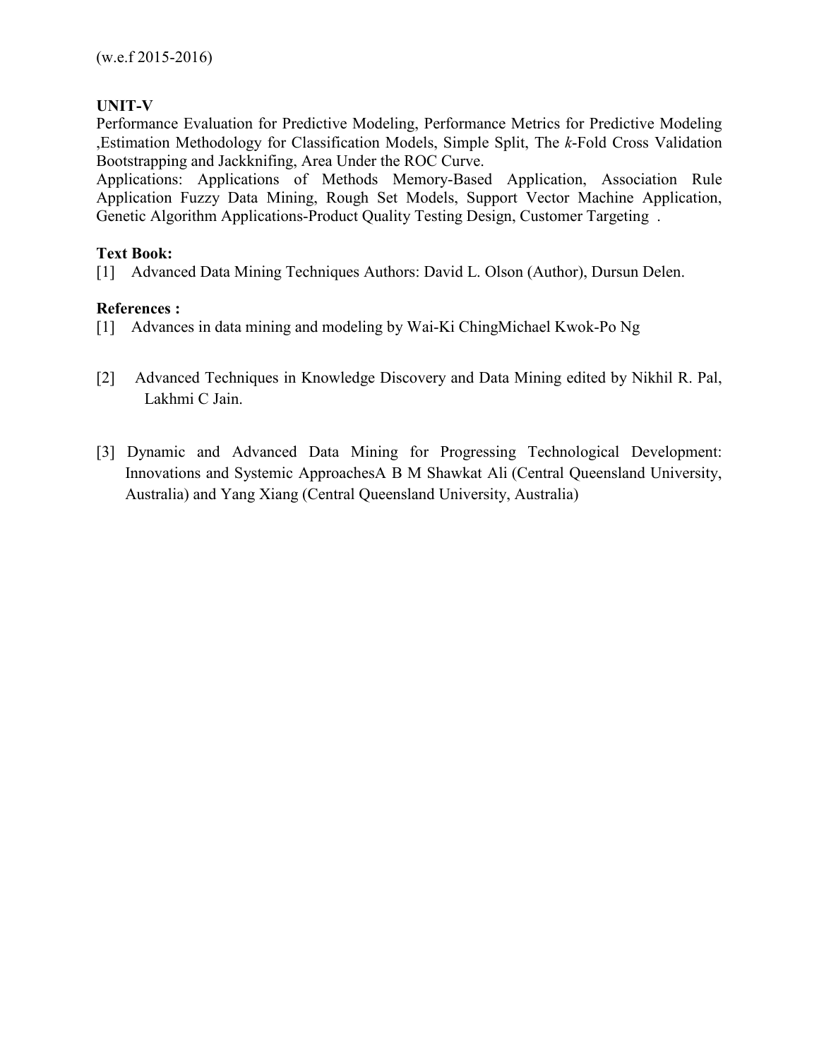(w.e.f 2015-2016)

**UNIT-V**

Performance Evaluation for Predictive Modeling, Performance Metrics for Predictive Modeling ,Estimation Methodology for Classification Models, Simple Split, The *k*-Fold Cross Validation Bootstrapping and Jackknifing, Area Under the ROC Curve.

Applications: Applications of Methods Memory-Based Application, Association Rule Application Fuzzy Data Mining, Rough Set Models, Support Vector Machine Application, Genetic Algorithm Applications-Product Quality Testing Design, Customer Targeting .

**Text Book:**

[1] Advanced Data Mining Techniques Authors: David L. Olson (Author), Dursun Delen.

**References :**

[1] Advances in data mining and modeling by Wai-Ki ChingMichael Kwok-Po Ng

[2] Advanced Techniques in Knowledge Discovery and Data Mining edited by Nikhil R. Pal, Lakhmi C Jain.

[3] Dynamic and Advanced Data Mining for Progressing Technological Development: Innovations and Systemic ApproachesA B M Shawkat Ali (Central Queensland University, Australia) and Yang Xiang (Central Queensland University, Australia)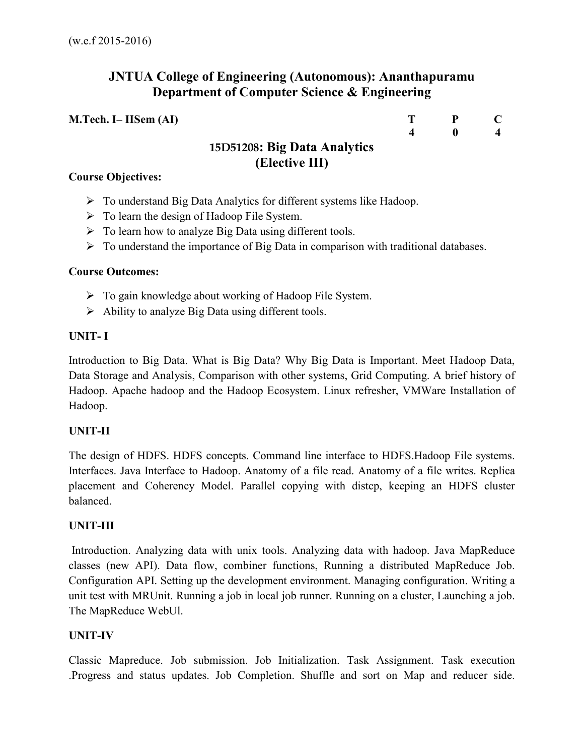(w.e.f 2015-2016)

# JNTUA College of Engineering (Autonomous): Ananthapuramu
# Department of Computer Science & Engineering

| M.Tech. I– IISem (AI) | T | P | C |
|---|---|---|---|
| | 4 | 0 | 4 |

## 15D51208: Big Data Analytics
## (Elective III)

**Course Objectives:**

- To understand Big Data Analytics for different systems like Hadoop.
- To learn the design of Hadoop File System.
- To learn how to analyze Big Data using different tools.
- To understand the importance of Big Data in comparison with traditional databases.

**Course Outcomes:**

- To gain knowledge about working of Hadoop File System.
- Ability to analyze Big Data using different tools.

**UNIT- I**

Introduction to Big Data. What is Big Data? Why Big Data is Important. Meet Hadoop Data, Data Storage and Analysis, Comparison with other systems, Grid Computing. A brief history of Hadoop. Apache hadoop and the Hadoop Ecosystem. Linux refresher, VMWare Installation of Hadoop.

**UNIT-II**

The design of HDFS. HDFS concepts. Command line interface to HDFS.Hadoop File systems. Interfaces. Java Interface to Hadoop. Anatomy of a file read. Anatomy of a file writes. Replica placement and Coherency Model. Parallel copying with distcp, keeping an HDFS cluster balanced.

**UNIT-III**

Introduction. Analyzing data with unix tools. Analyzing data with hadoop. Java MapReduce classes (new API). Data flow, combiner functions, Running a distributed MapReduce Job. Configuration API. Setting up the development environment. Managing configuration. Writing a unit test with MRUnit. Running a job in local job runner. Running on a cluster, Launching a job. The MapReduce WebUl.

**UNIT-IV**

Classic Mapreduce. Job submission. Job Initialization. Task Assignment. Task execution .Progress and status updates. Job Completion. Shuffle and sort on Map and reducer side.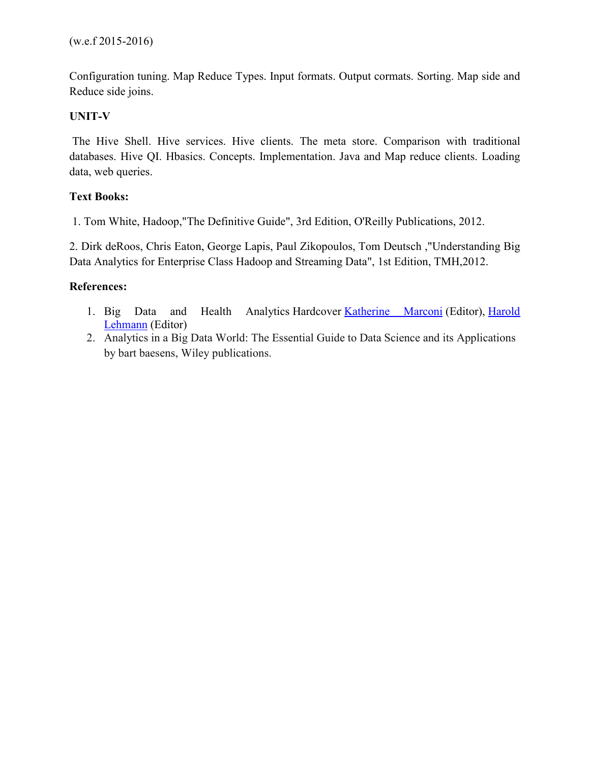(w.e.f 2015-2016)

Configuration tuning. Map Reduce Types. Input formats. Output cormats. Sorting. Map side and Reduce side joins.

**UNIT-V**

The Hive Shell. Hive services. Hive clients. The meta store. Comparison with traditional databases. Hive QI. Hbasics. Concepts. Implementation. Java and Map reduce clients. Loading data, web queries.

**Text Books:**

1. Tom White, Hadoop,"The Definitive Guide", 3rd Edition, O'Reilly Publications, 2012.

2. Dirk deRoos, Chris Eaton, George Lapis, Paul Zikopoulos, Tom Deutsch ,"Understanding Big Data Analytics for Enterprise Class Hadoop and Streaming Data", 1st Edition, TMH,2012.

**References:**

1. Big Data and Health Analytics Hardcover Katherine Marconi (Editor), Harold Lehmann (Editor)
2. Analytics in a Big Data World: The Essential Guide to Data Science and its Applications by bart baesens, Wiley publications.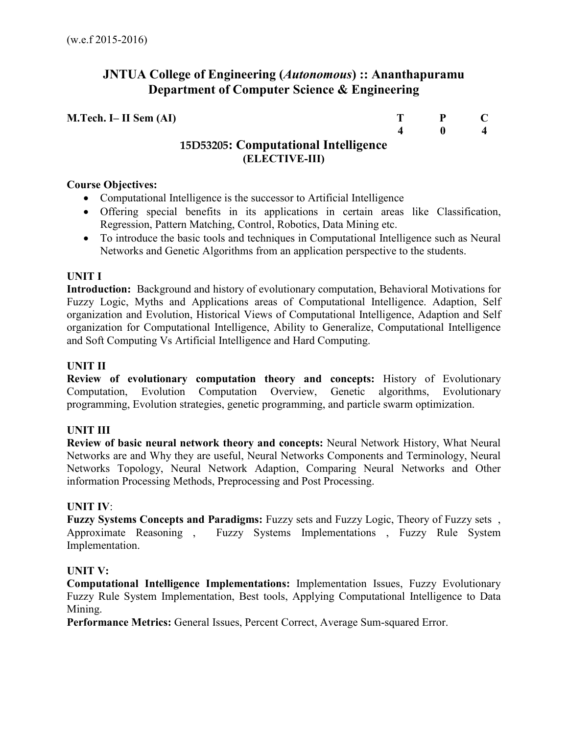(w.e.f 2015-2016)

## JNTUA College of Engineering (*Autonomous*) :: Ananthapuramu
## Department of Computer Science & Engineering

| **M.Tech. I– II Sem (AI)** | **T** | **P** | **C** |
|---|---|---|---|
| | **4** | **0** | **4** |

### 15D53205: Computational Intelligence
**(ELECTIVE-III)**

**Course Objectives:**

- Computational Intelligence is the successor to Artificial Intelligence
- Offering special benefits in its applications in certain areas like Classification, Regression, Pattern Matching, Control, Robotics, Data Mining etc.
- To introduce the basic tools and techniques in Computational Intelligence such as Neural Networks and Genetic Algorithms from an application perspective to the students.

**UNIT I**

**Introduction:** Background and history of evolutionary computation, Behavioral Motivations for Fuzzy Logic, Myths and Applications areas of Computational Intelligence. Adaption, Self organization and Evolution, Historical Views of Computational Intelligence, Adaption and Self organization for Computational Intelligence, Ability to Generalize, Computational Intelligence and Soft Computing Vs Artificial Intelligence and Hard Computing.

**UNIT II**

**Review of evolutionary computation theory and concepts:** History of Evolutionary Computation, Evolution Computation Overview, Genetic algorithms, Evolutionary programming, Evolution strategies, genetic programming, and particle swarm optimization.

**UNIT III**

**Review of basic neural network theory and concepts:** Neural Network History, What Neural Networks are and Why they are useful, Neural Networks Components and Terminology, Neural Networks Topology, Neural Network Adaption, Comparing Neural Networks and Other information Processing Methods, Preprocessing and Post Processing.

**UNIT IV**:

**Fuzzy Systems Concepts and Paradigms:** Fuzzy sets and Fuzzy Logic, Theory of Fuzzy sets , Approximate Reasoning , Fuzzy Systems Implementations , Fuzzy Rule System Implementation.

**UNIT V:**

**Computational Intelligence Implementations:** Implementation Issues, Fuzzy Evolutionary Fuzzy Rule System Implementation, Best tools, Applying Computational Intelligence to Data Mining.

**Performance Metrics:** General Issues, Percent Correct, Average Sum-squared Error.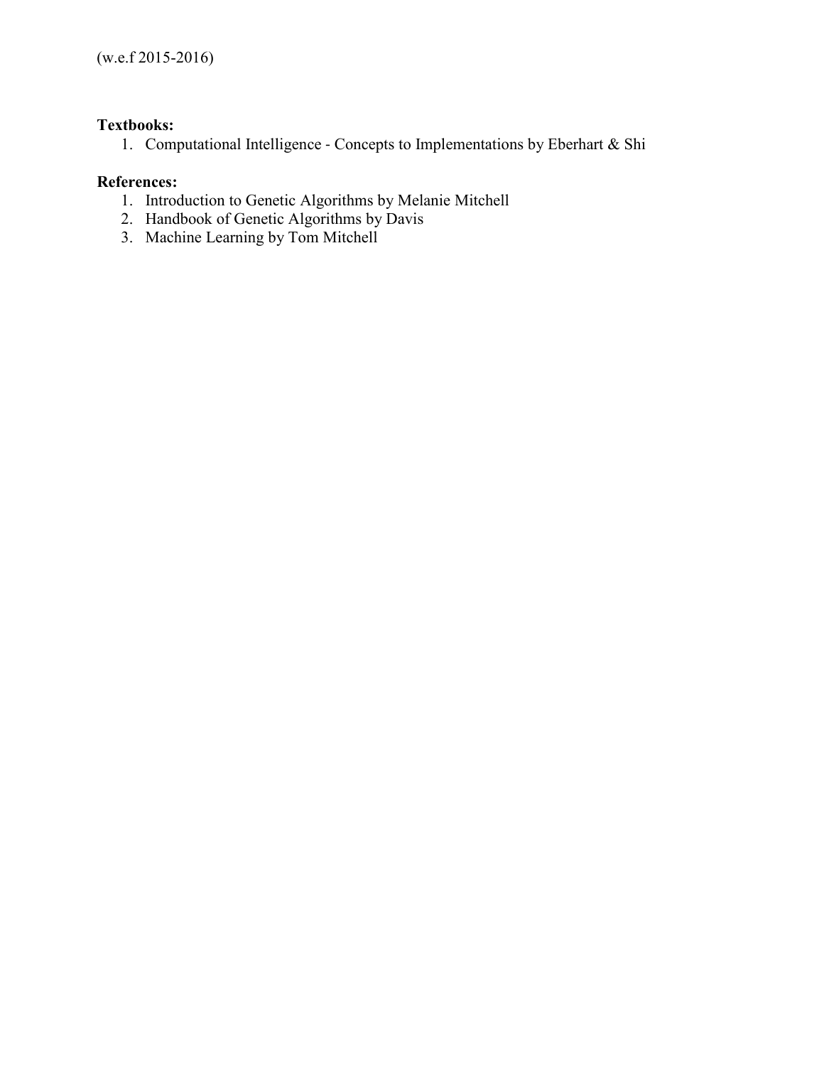(w.e.f 2015-2016)

**Textbooks:**

1. Computational Intelligence - Concepts to Implementations by Eberhart & Shi

**References:**

1. Introduction to Genetic Algorithms by Melanie Mitchell
2. Handbook of Genetic Algorithms by Davis
3. Machine Learning by Tom Mitchell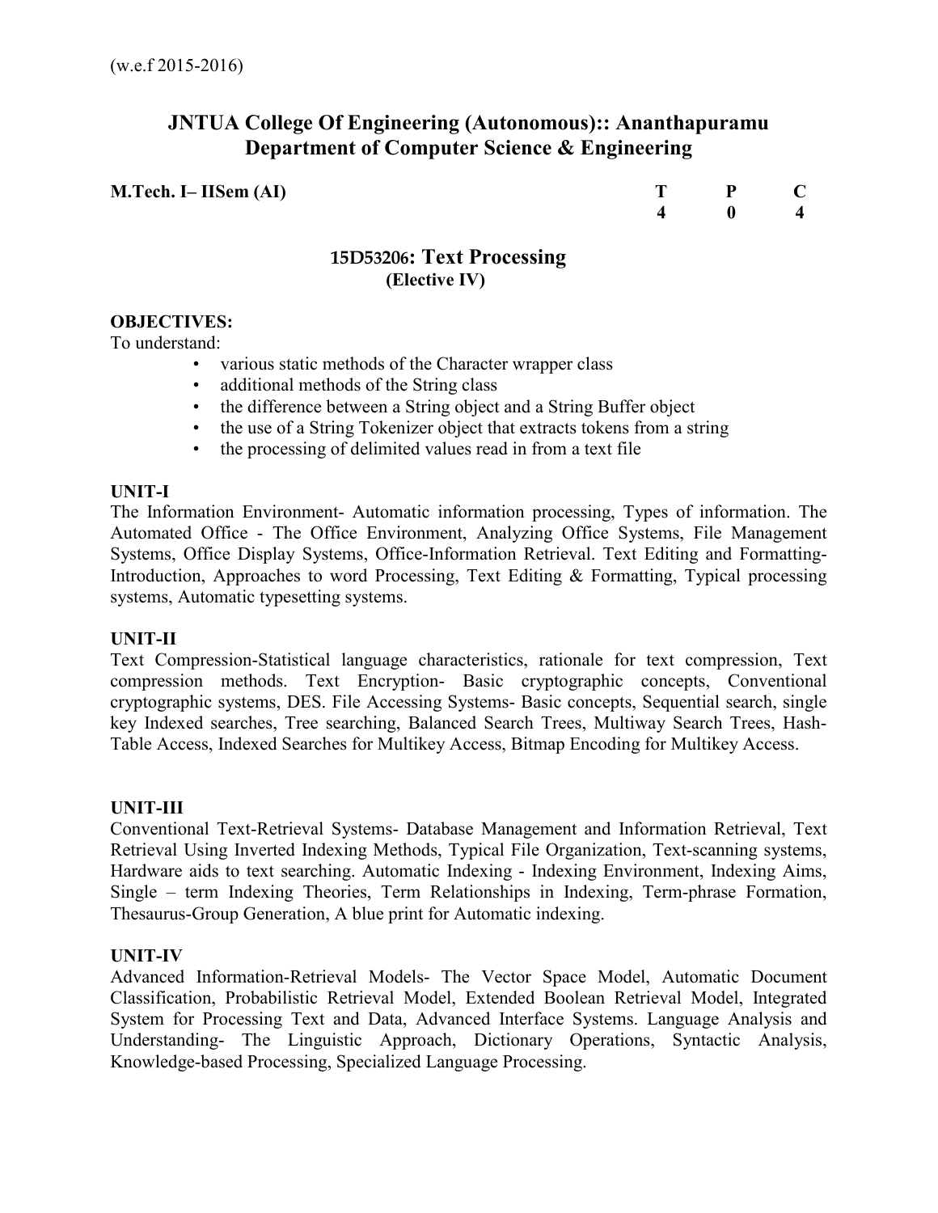(w.e.f 2015-2016)

# JNTUA College Of Engineering (Autonomous):: Ananthapuramu
## Department of Computer Science & Engineering

**M.Tech. I– IISem (AI)**

| T | P | C |
|---|---|---|
| 4 | 0 | 4 |

## 15D53206: Text Processing
**(Elective IV)**

**OBJECTIVES:**

To understand:

- various static methods of the Character wrapper class
- additional methods of the String class
- the difference between a String object and a String Buffer object
- the use of a String Tokenizer object that extracts tokens from a string
- the processing of delimited values read in from a text file

**UNIT-I**

The Information Environment- Automatic information processing, Types of information. The Automated Office - The Office Environment, Analyzing Office Systems, File Management Systems, Office Display Systems, Office-Information Retrieval. Text Editing and Formatting-Introduction, Approaches to word Processing, Text Editing & Formatting, Typical processing systems, Automatic typesetting systems.

**UNIT-II**

Text Compression-Statistical language characteristics, rationale for text compression, Text compression methods. Text Encryption- Basic cryptographic concepts, Conventional cryptographic systems, DES. File Accessing Systems- Basic concepts, Sequential search, single key Indexed searches, Tree searching, Balanced Search Trees, Multiway Search Trees, Hash-Table Access, Indexed Searches for Multikey Access, Bitmap Encoding for Multikey Access.

**UNIT-III**

Conventional Text-Retrieval Systems- Database Management and Information Retrieval, Text Retrieval Using Inverted Indexing Methods, Typical File Organization, Text-scanning systems, Hardware aids to text searching. Automatic Indexing - Indexing Environment, Indexing Aims, Single – term Indexing Theories, Term Relationships in Indexing, Term-phrase Formation, Thesaurus-Group Generation, A blue print for Automatic indexing.

**UNIT-IV**

Advanced Information-Retrieval Models- The Vector Space Model, Automatic Document Classification, Probabilistic Retrieval Model, Extended Boolean Retrieval Model, Integrated System for Processing Text and Data, Advanced Interface Systems. Language Analysis and Understanding- The Linguistic Approach, Dictionary Operations, Syntactic Analysis, Knowledge-based Processing, Specialized Language Processing.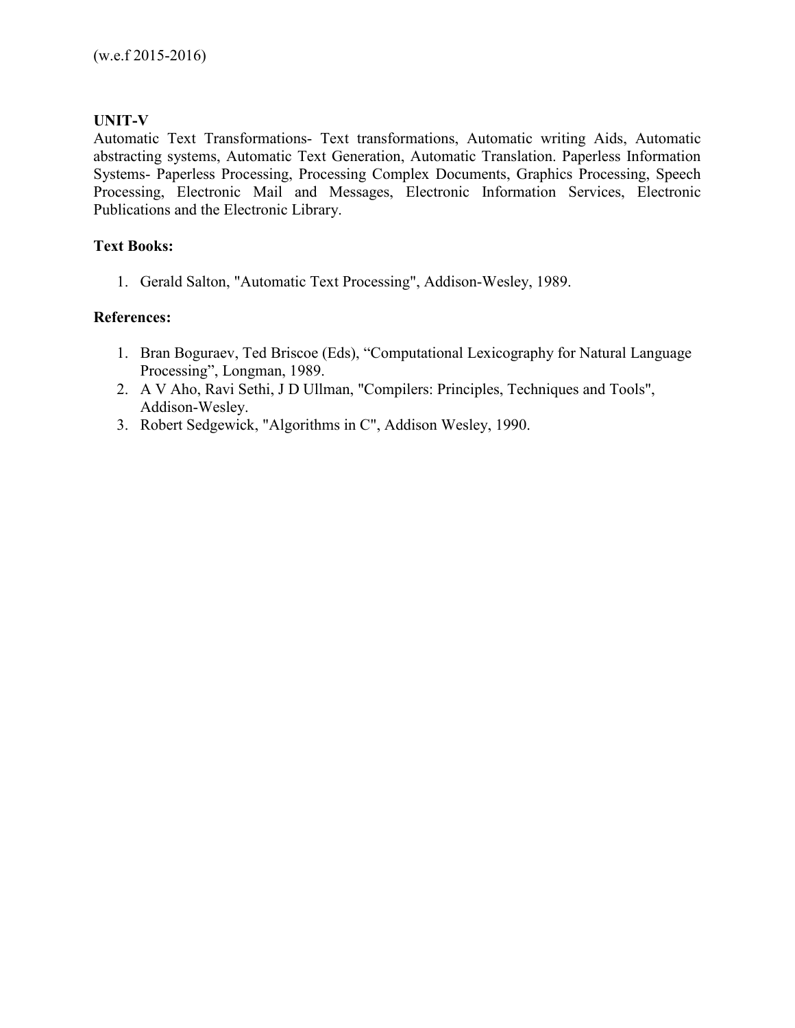(w.e.f 2015-2016)

**UNIT-V**

Automatic Text Transformations- Text transformations, Automatic writing Aids, Automatic abstracting systems, Automatic Text Generation, Automatic Translation. Paperless Information Systems- Paperless Processing, Processing Complex Documents, Graphics Processing, Speech Processing, Electronic Mail and Messages, Electronic Information Services, Electronic Publications and the Electronic Library.

**Text Books:**

1. Gerald Salton, "Automatic Text Processing", Addison-Wesley, 1989.

**References:**

1. Bran Boguraev, Ted Briscoe (Eds), “Computational Lexicography for Natural Language Processing”, Longman, 1989.
2. A V Aho, Ravi Sethi, J D Ullman, "Compilers: Principles, Techniques and Tools", Addison-Wesley.
3. Robert Sedgewick, "Algorithms in C", Addison Wesley, 1990.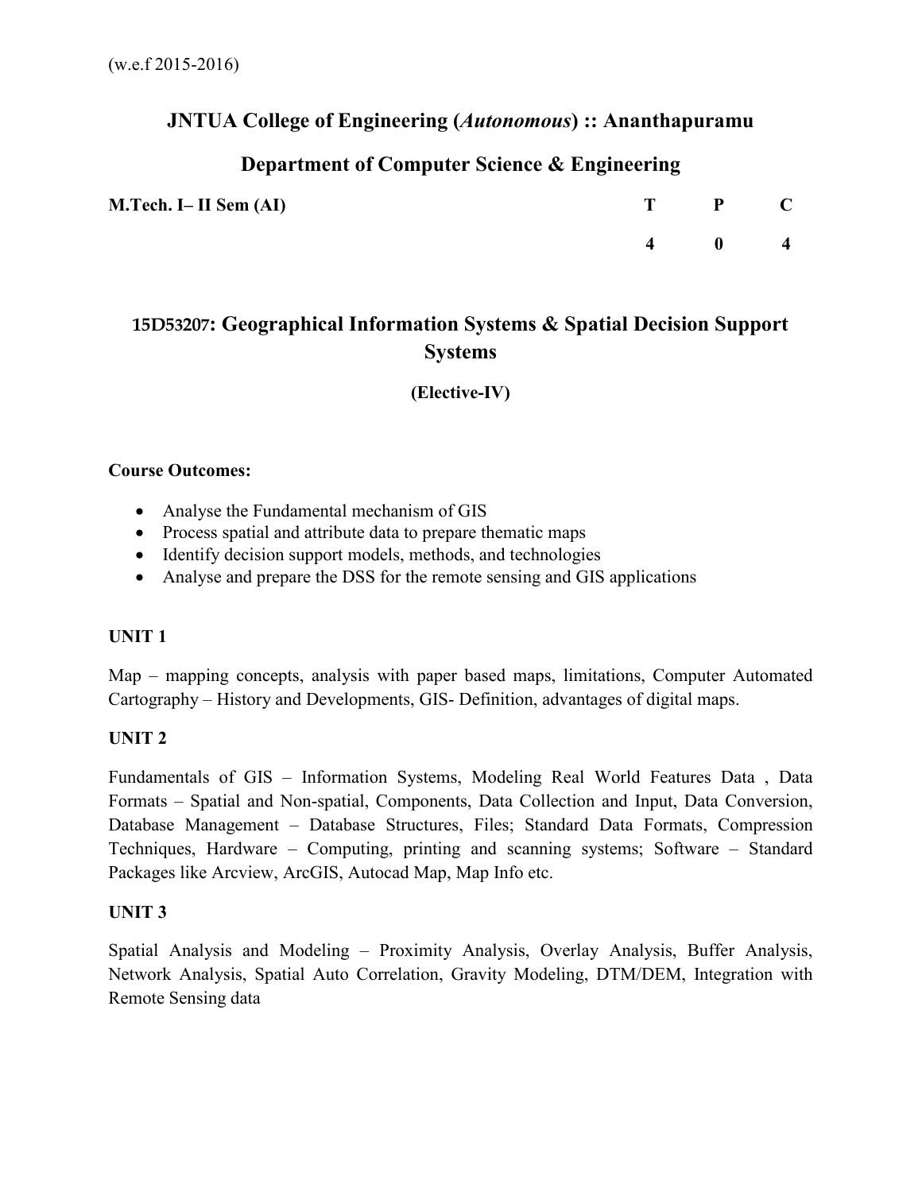(w.e.f 2015-2016)

# JNTUA College of Engineering (*Autonomous*) :: Ananthapuramu

## Department of Computer Science & Engineering

| **M.Tech. I– II Sem (AI)** | **T** | **P** | **C** |
|---|---|---|---|
| | **4** | **0** | **4** |

## 15D53207: Geographical Information Systems & Spatial Decision Support Systems

**(Elective-IV)**

**Course Outcomes:**

- Analyse the Fundamental mechanism of GIS
- Process spatial and attribute data to prepare thematic maps
- Identify decision support models, methods, and technologies
- Analyse and prepare the DSS for the remote sensing and GIS applications

**UNIT 1**

Map – mapping concepts, analysis with paper based maps, limitations, Computer Automated Cartography – History and Developments, GIS- Definition, advantages of digital maps.

**UNIT 2**

Fundamentals of GIS – Information Systems, Modeling Real World Features Data , Data Formats – Spatial and Non-spatial, Components, Data Collection and Input, Data Conversion, Database Management – Database Structures, Files; Standard Data Formats, Compression Techniques, Hardware – Computing, printing and scanning systems; Software – Standard Packages like Arcview, ArcGIS, Autocad Map, Map Info etc.

**UNIT 3**

Spatial Analysis and Modeling – Proximity Analysis, Overlay Analysis, Buffer Analysis, Network Analysis, Spatial Auto Correlation, Gravity Modeling, DTM/DEM, Integration with Remote Sensing data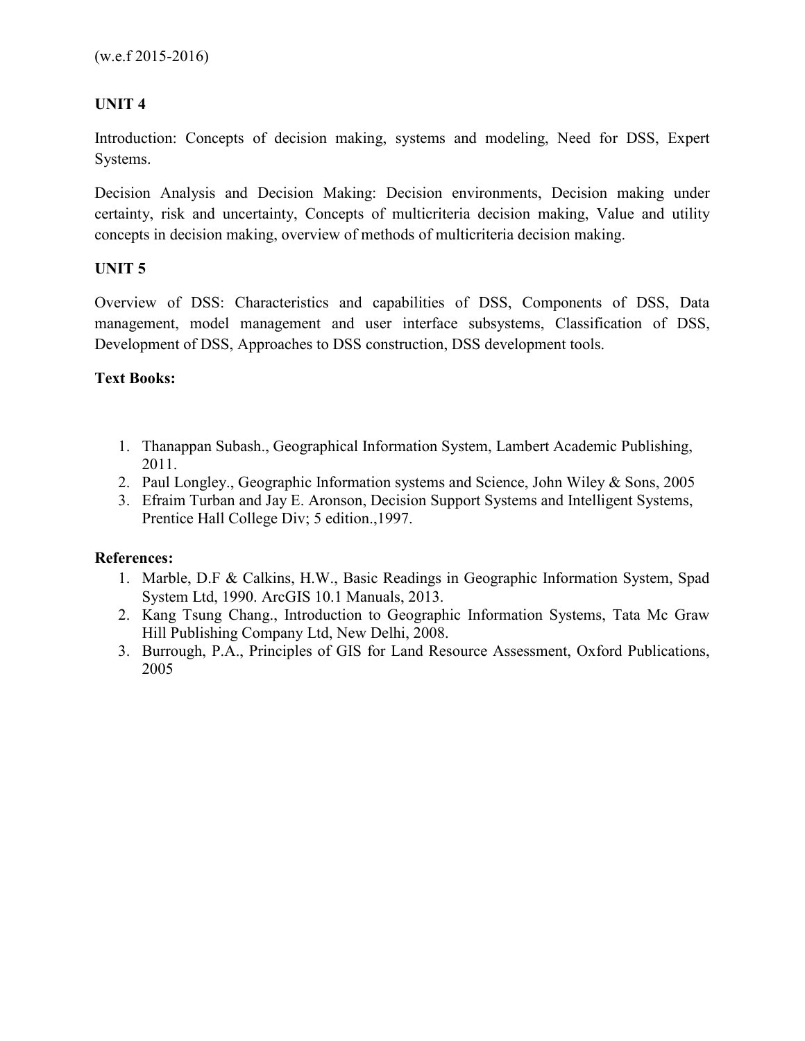(w.e.f 2015-2016)

**UNIT 4**

Introduction: Concepts of decision making, systems and modeling, Need for DSS, Expert Systems.

Decision Analysis and Decision Making: Decision environments, Decision making under certainty, risk and uncertainty, Concepts of multicriteria decision making, Value and utility concepts in decision making, overview of methods of multicriteria decision making.

**UNIT 5**

Overview of DSS: Characteristics and capabilities of DSS, Components of DSS, Data management, model management and user interface subsystems, Classification of DSS, Development of DSS, Approaches to DSS construction, DSS development tools.

**Text Books:**

1. Thanappan Subash., Geographical Information System, Lambert Academic Publishing, 2011.
2. Paul Longley., Geographic Information systems and Science, John Wiley & Sons, 2005
3. Efraim Turban and Jay E. Aronson, Decision Support Systems and Intelligent Systems, Prentice Hall College Div; 5 edition.,1997.

**References:**

1. Marble, D.F & Calkins, H.W., Basic Readings in Geographic Information System, Spad System Ltd, 1990. ArcGIS 10.1 Manuals, 2013.
2. Kang Tsung Chang., Introduction to Geographic Information Systems, Tata Mc Graw Hill Publishing Company Ltd, New Delhi, 2008.
3. Burrough, P.A., Principles of GIS for Land Resource Assessment, Oxford Publications, 2005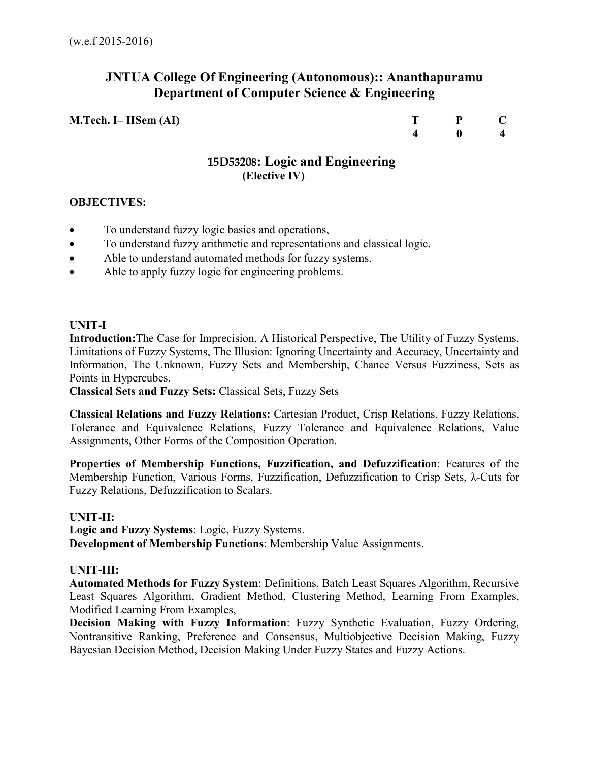(w.e.f 2015-2016)

# JNTUA College Of Engineering (Autonomous):: Ananthapuramu
## Department of Computer Science & Engineering

**M.Tech. I– IISem (AI)**

| T | P | C |
|---|---|---|
| 4 | 0 | 4 |

### 15D53208: Logic and Engineering
**(Elective IV)**

**OBJECTIVES:**

- To understand fuzzy logic basics and operations,
- To understand fuzzy arithmetic and representations and classical logic.
- Able to understand automated methods for fuzzy systems.
- Able to apply fuzzy logic for engineering problems.

**UNIT-I**

**Introduction:**The Case for Imprecision, A Historical Perspective, The Utility of Fuzzy Systems, Limitations of Fuzzy Systems, The Illusion: Ignoring Uncertainty and Accuracy, Uncertainty and Information, The Unknown, Fuzzy Sets and Membership, Chance Versus Fuzziness, Sets as Points in Hypercubes.

**Classical Sets and Fuzzy Sets:** Classical Sets, Fuzzy Sets

**Classical Relations and Fuzzy Relations:** Cartesian Product, Crisp Relations, Fuzzy Relations, Tolerance and Equivalence Relations, Fuzzy Tolerance and Equivalence Relations, Value Assignments, Other Forms of the Composition Operation.

**Properties of Membership Functions, Fuzzification, and Defuzzification**: Features of the Membership Function, Various Forms, Fuzzification, Defuzzification to Crisp Sets, $\lambda$-Cuts for Fuzzy Relations, Defuzzification to Scalars.

**UNIT-II:**

**Logic and Fuzzy Systems**: Logic, Fuzzy Systems.

**Development of Membership Functions**: Membership Value Assignments.

**UNIT-III:**

**Automated Methods for Fuzzy System**: Definitions, Batch Least Squares Algorithm, Recursive Least Squares Algorithm, Gradient Method, Clustering Method, Learning From Examples, Modified Learning From Examples,

**Decision Making with Fuzzy Information**: Fuzzy Synthetic Evaluation, Fuzzy Ordering, Nontransitive Ranking, Preference and Consensus, Multiobjective Decision Making, Fuzzy Bayesian Decision Method, Decision Making Under Fuzzy States and Fuzzy Actions.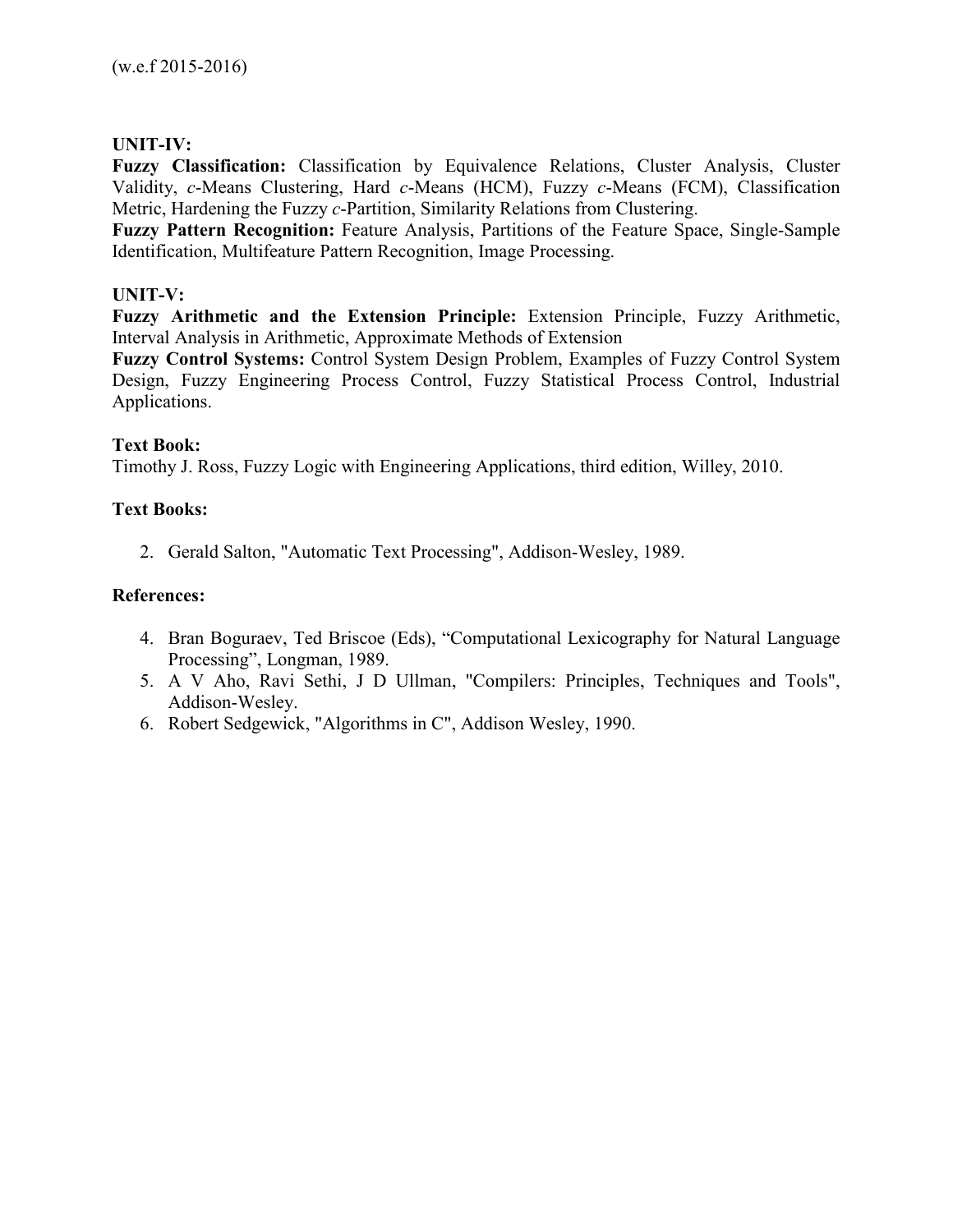(w.e.f 2015-2016)

**UNIT-IV:**

**Fuzzy Classification:** Classification by Equivalence Relations, Cluster Analysis, Cluster Validity, *c*-Means Clustering, Hard *c*-Means (HCM), Fuzzy *c*-Means (FCM), Classification Metric, Hardening the Fuzzy *c*-Partition, Similarity Relations from Clustering.

**Fuzzy Pattern Recognition:** Feature Analysis, Partitions of the Feature Space, Single-Sample Identification, Multifeature Pattern Recognition, Image Processing.

**UNIT-V:**

**Fuzzy Arithmetic and the Extension Principle:** Extension Principle, Fuzzy Arithmetic, Interval Analysis in Arithmetic, Approximate Methods of Extension

**Fuzzy Control Systems:** Control System Design Problem, Examples of Fuzzy Control System Design, Fuzzy Engineering Process Control, Fuzzy Statistical Process Control, Industrial Applications.

**Text Book:**

Timothy J. Ross, Fuzzy Logic with Engineering Applications, third edition, Willey, 2010.

**Text Books:**

2. Gerald Salton, "Automatic Text Processing", Addison-Wesley, 1989.

**References:**

4. Bran Boguraev, Ted Briscoe (Eds), "Computational Lexicography for Natural Language Processing", Longman, 1989.
5. A V Aho, Ravi Sethi, J D Ullman, "Compilers: Principles, Techniques and Tools", Addison-Wesley.
6. Robert Sedgewick, "Algorithms in C", Addison Wesley, 1990.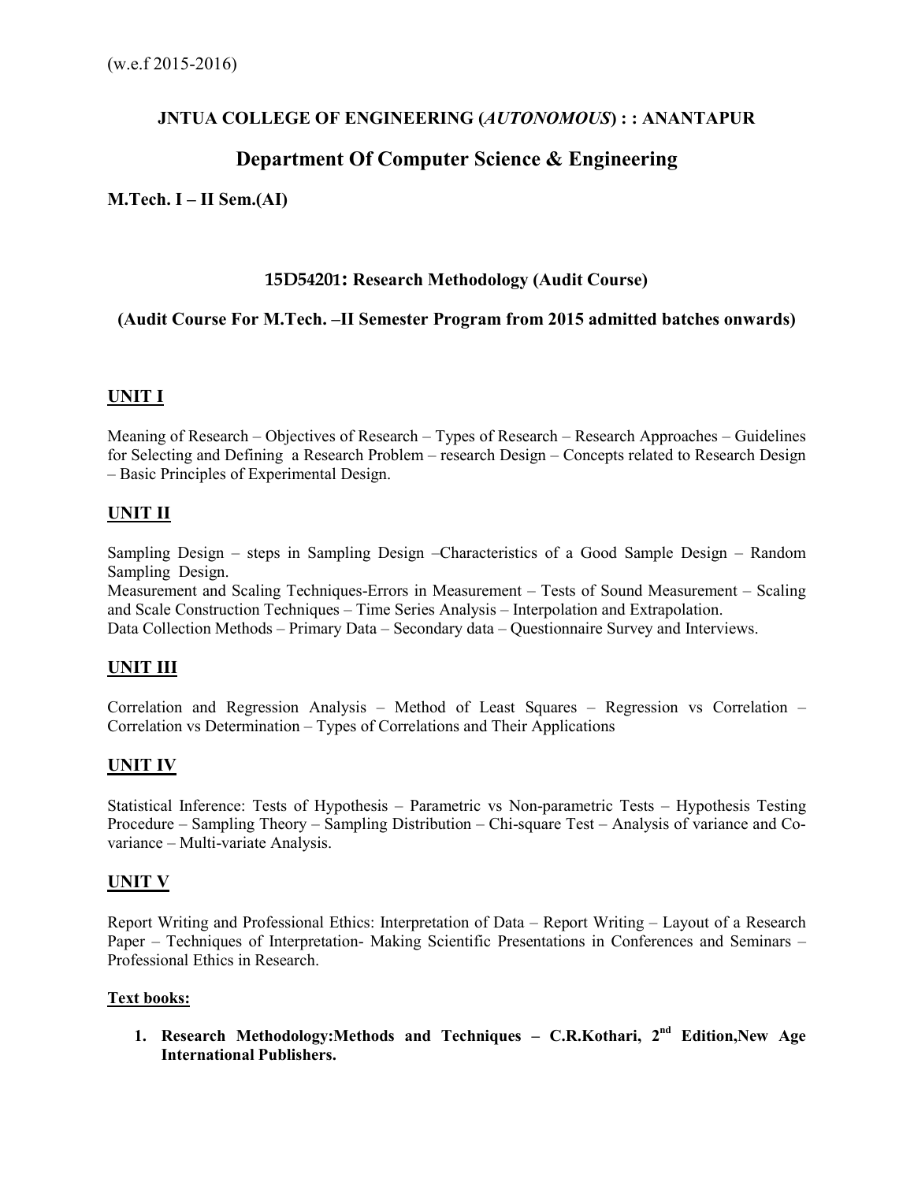(w.e.f 2015-2016)

**JNTUA COLLEGE OF ENGINEERING (*AUTONOMOUS*) : : ANANTAPUR**

## Department Of Computer Science & Engineering

**M.Tech. I – II Sem.(AI)**

### 15D54201: Research Methodology (Audit Course)

### (Audit Course For M.Tech. –II Semester Program from 2015 admitted batches onwards)

### UNIT I

Meaning of Research – Objectives of Research – Types of Research – Research Approaches – Guidelines for Selecting and Defining a Research Problem – research Design – Concepts related to Research Design – Basic Principles of Experimental Design.

### UNIT II

Sampling Design – steps in Sampling Design –Characteristics of a Good Sample Design – Random Sampling Design.

Measurement and Scaling Techniques-Errors in Measurement – Tests of Sound Measurement – Scaling and Scale Construction Techniques – Time Series Analysis – Interpolation and Extrapolation.

Data Collection Methods – Primary Data – Secondary data – Questionnaire Survey and Interviews.

### UNIT III

Correlation and Regression Analysis – Method of Least Squares – Regression vs Correlation – Correlation vs Determination – Types of Correlations and Their Applications

### UNIT IV

Statistical Inference: Tests of Hypothesis – Parametric vs Non-parametric Tests – Hypothesis Testing Procedure – Sampling Theory – Sampling Distribution – Chi-square Test – Analysis of variance and Co-variance – Multi-variate Analysis.

### UNIT V

Report Writing and Professional Ethics: Interpretation of Data – Report Writing – Layout of a Research Paper – Techniques of Interpretation- Making Scientific Presentations in Conferences and Seminars – Professional Ethics in Research.

**Text books:**

1. **Research Methodology:Methods and Techniques – C.R.Kothari, 2nd Edition,New Age International Publishers.**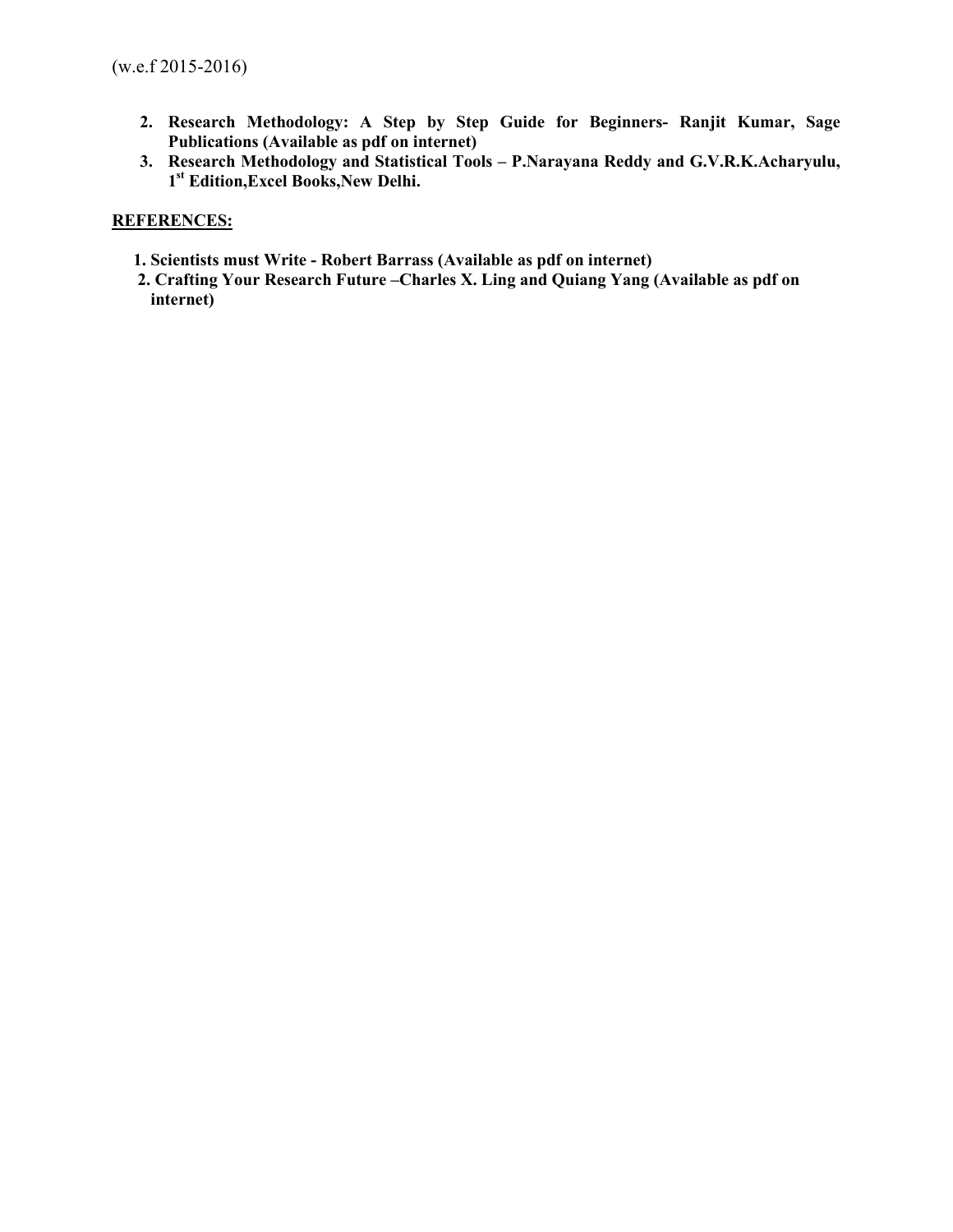2. **Research Methodology: A Step by Step Guide for Beginners- Ranjit Kumar, Sage Publications (Available as pdf on internet)**
3. **Research Methodology and Statistical Tools – P.Narayana Reddy and G.V.R.K.Acharyulu, 1st Edition,Excel Books,New Delhi.**

**REFERENCES:**

1. **Scientists must Write - Robert Barrass (Available as pdf on internet)**
2. **Crafting Your Research Future –Charles X. Ling and Quiang Yang (Available as pdf on internet)**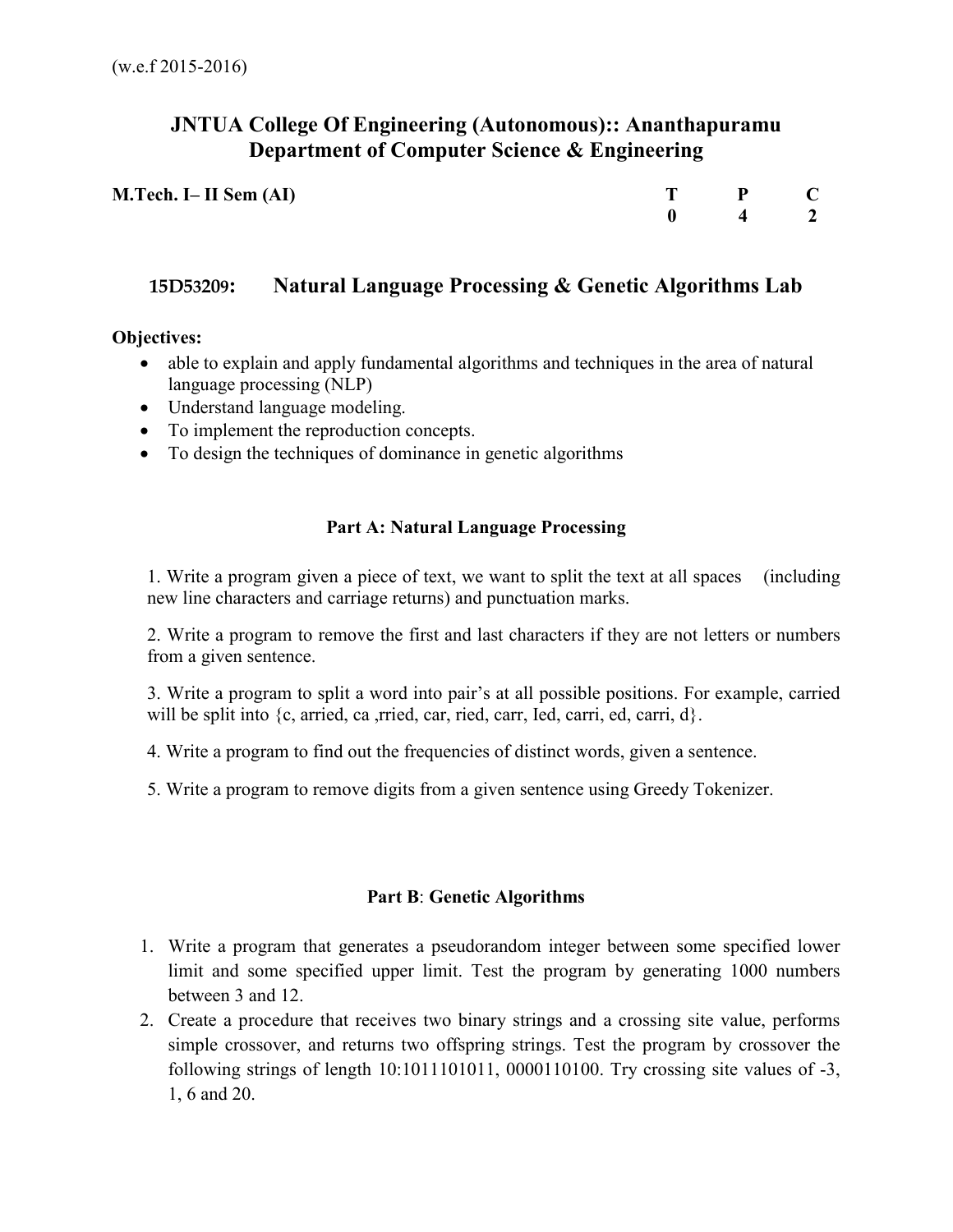(w.e.f 2015-2016)

# JNTUA College Of Engineering (Autonomous):: Ananthapuramu
## Department of Computer Science & Engineering

| **M.Tech. I– II Sem (AI)** | **T** | **P** | **C** |
|---|---|---|---|
| | **0** | **4** | **2** |

### 15D53209: Natural Language Processing & Genetic Algorithms Lab

**Objectives:**

- able to explain and apply fundamental algorithms and techniques in the area of natural language processing (NLP)
- Understand language modeling.
- To implement the reproduction concepts.
- To design the techniques of dominance in genetic algorithms

**Part A: Natural Language Processing**

1. Write a program given a piece of text, we want to split the text at all spaces (including new line characters and carriage returns) and punctuation marks.

2. Write a program to remove the first and last characters if they are not letters or numbers from a given sentence.

3. Write a program to split a word into pair's at all possible positions. For example, carried will be split into {c, arried, ca ,rried, car, ried, carr, Ied, carri, ed, carri, d}.

4. Write a program to find out the frequencies of distinct words, given a sentence.

5. Write a program to remove digits from a given sentence using Greedy Tokenizer.

**Part B**: **Genetic Algorithms**

1. Write a program that generates a pseudorandom integer between some specified lower limit and some specified upper limit. Test the program by generating 1000 numbers between 3 and 12.
2. Create a procedure that receives two binary strings and a crossing site value, performs simple crossover, and returns two offspring strings. Test the program by crossover the following strings of length 10:1011101011, 0000110100. Try crossing site values of -3, 1, 6 and 20.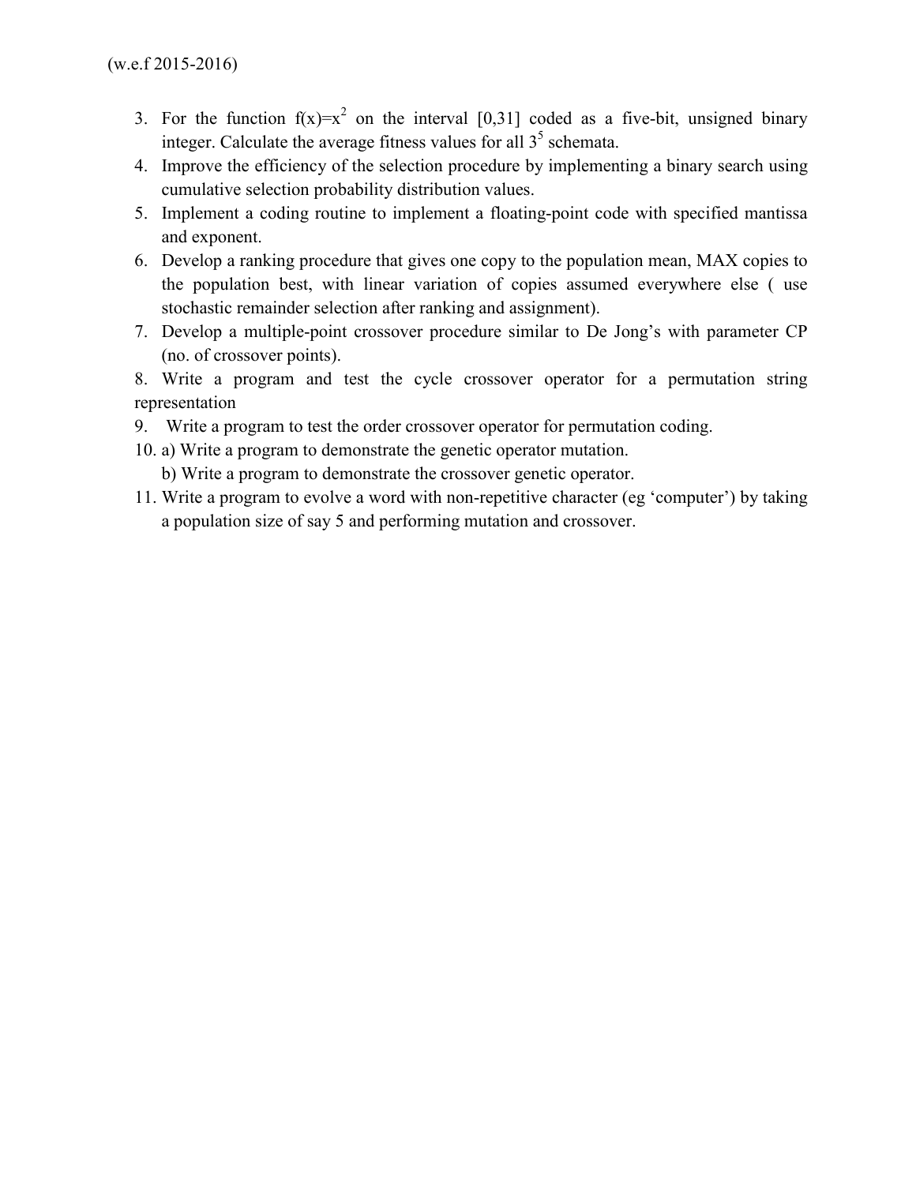(w.e.f 2015-2016)

3. For the function $f(x)=x^2$ on the interval [0,31] coded as a five-bit, unsigned binary integer. Calculate the average fitness values for all $3^5$ schemata.
4. Improve the efficiency of the selection procedure by implementing a binary search using cumulative selection probability distribution values.
5. Implement a coding routine to implement a floating-point code with specified mantissa and exponent.
6. Develop a ranking procedure that gives one copy to the population mean, MAX copies to the population best, with linear variation of copies assumed everywhere else ( use stochastic remainder selection after ranking and assignment).
7. Develop a multiple-point crossover procedure similar to De Jong's with parameter CP (no. of crossover points).
8. Write a program and test the cycle crossover operator for a permutation string representation
9. Write a program to test the order crossover operator for permutation coding.
10. a) Write a program to demonstrate the genetic operator mutation.

    b) Write a program to demonstrate the crossover genetic operator.
11. Write a program to evolve a word with non-repetitive character (eg 'computer') by taking a population size of say 5 and performing mutation and crossover.